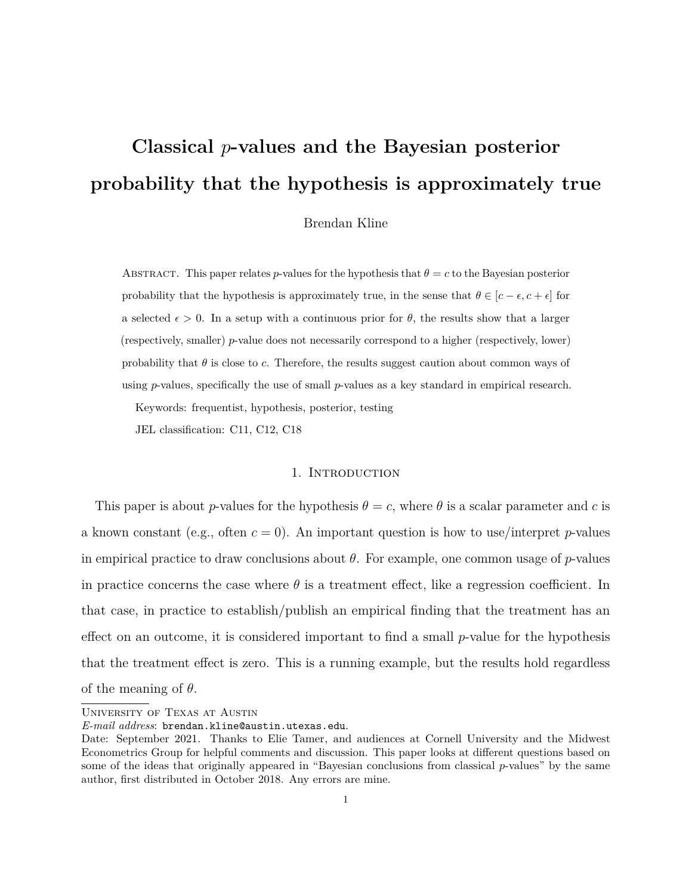# Classical $p$-values and the Bayesian posterior probability that the hypothesis is approximately true

Brendan Kline

Abstract. This paper relates $p$-values for the hypothesis that $\theta = c$ to the Bayesian posterior probability that the hypothesis is approximately true, in the sense that $\theta \in [c - \epsilon, c + \epsilon]$ for a selected $\epsilon > 0$. In a setup with a continuous prior for $\theta$, the results show that a larger (respectively, smaller) $p$-value does not necessarily correspond to a higher (respectively, lower) probability that $\theta$ is close to $c$. Therefore, the results suggest caution about common ways of using $p$-values, specifically the use of small $p$-values as a key standard in empirical research.

Keywords: frequentist, hypothesis, posterior, testing

JEL classification: C11, C12, C18

## 1. Introduction

This paper is about $p$-values for the hypothesis $\theta = c$, where $\theta$ is a scalar parameter and $c$ is a known constant (e.g., often $c = 0$). An important question is how to use/interpret $p$-values in empirical practice to draw conclusions about $\theta$. For example, one common usage of $p$-values in practice concerns the case where $\theta$ is a treatment effect, like a regression coefficient. In that case, in practice to establish/publish an empirical finding that the treatment has an effect on an outcome, it is considered important to find a small $p$-value for the hypothesis that the treatment effect is zero. This is a running example, but the results hold regardless of the meaning of $\theta$.

University of Texas at Austin

*E-mail address*: brendan.kline@austin.utexas.edu.

Date: September 2021. Thanks to Elie Tamer, and audiences at Cornell University and the Midwest Econometrics Group for helpful comments and discussion. This paper looks at different questions based on some of the ideas that originally appeared in "Bayesian conclusions from classical $p$-values" by the same author, first distributed in October 2018. Any errors are mine.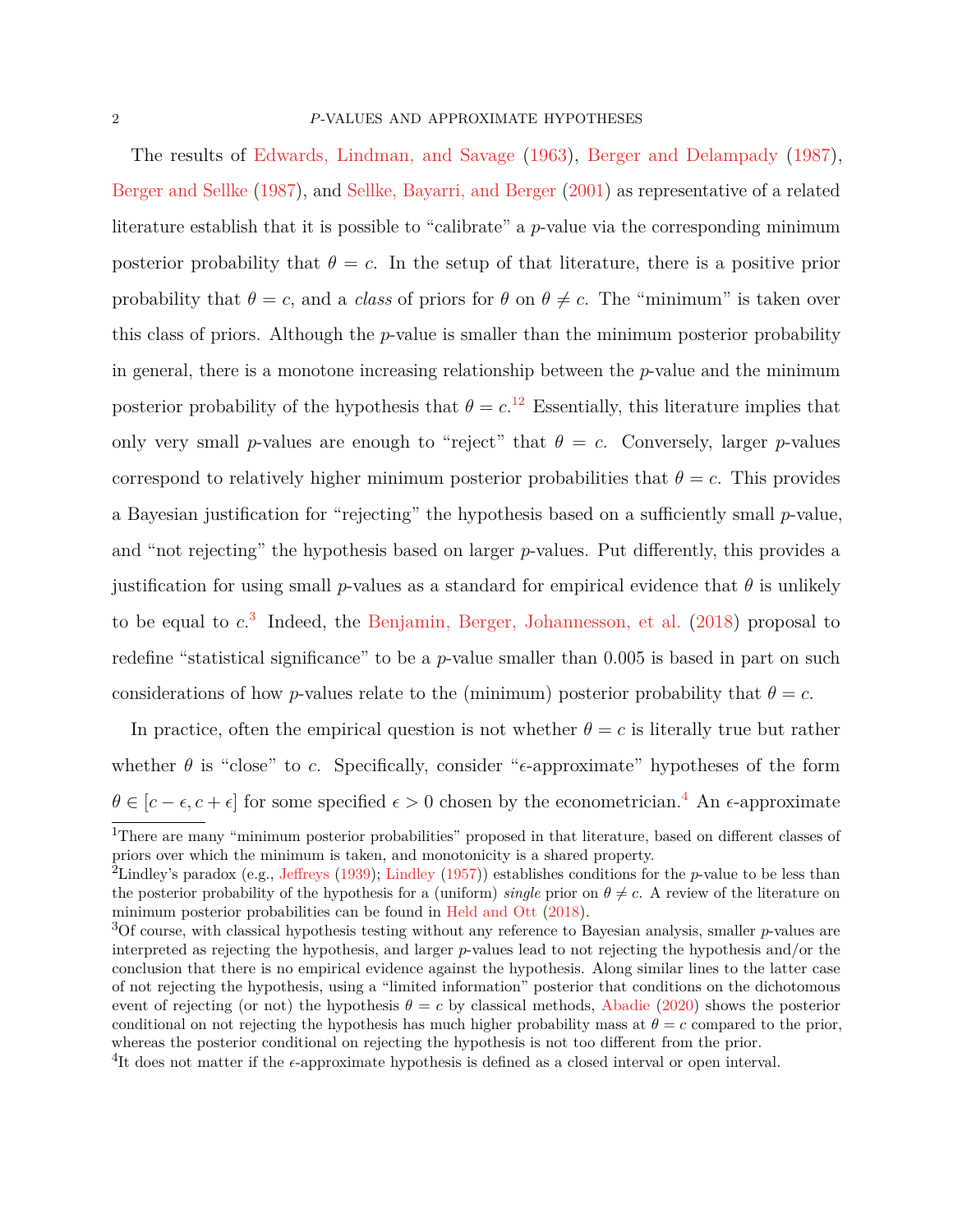The results of Edwards, Lindman, and Savage (1963), Berger and Delampady (1987), Berger and Sellke (1987), and Sellke, Bayarri, and Berger (2001) as representative of a related literature establish that it is possible to "calibrate" a $p$-value via the corresponding minimum posterior probability that $\theta = c$. In the setup of that literature, there is a positive prior probability that $\theta = c$, and a *class* of priors for $\theta$ on $\theta \neq c$. The "minimum" is taken over this class of priors. Although the $p$-value is smaller than the minimum posterior probability in general, there is a monotone increasing relationship between the $p$-value and the minimum posterior probability of the hypothesis that $\theta = c$.[1][2] Essentially, this literature implies that only very small $p$-values are enough to "reject" that $\theta = c$. Conversely, larger $p$-values correspond to relatively higher minimum posterior probabilities that $\theta = c$. This provides a Bayesian justification for "rejecting" the hypothesis based on a sufficiently small $p$-value, and "not rejecting" the hypothesis based on larger $p$-values. Put differently, this provides a justification for using small $p$-values as a standard for empirical evidence that $\theta$ is unlikely to be equal to $c$.[3] Indeed, the Benjamin, Berger, Johannesson, et al. (2018) proposal to redefine "statistical significance" to be a $p$-value smaller than 0.005 is based in part on such considerations of how $p$-values relate to the (minimum) posterior probability that $\theta = c$.

In practice, often the empirical question is not whether $\theta = c$ is literally true but rather whether $\theta$ is "close" to $c$. Specifically, consider "$\epsilon$-approximate" hypotheses of the form $\theta \in [c - \epsilon, c + \epsilon]$ for some specified $\epsilon > 0$ chosen by the econometrician.[4] An $\epsilon$-approximate

[1] There are many "minimum posterior probabilities" proposed in that literature, based on different classes of priors over which the minimum is taken, and monotonicity is a shared property.

[2] Lindley's paradox (e.g., Jeffreys (1939); Lindley (1957)) establishes conditions for the $p$-value to be less than the posterior probability of the hypothesis for a (uniform) *single* prior on $\theta \neq c$. A review of the literature on minimum posterior probabilities can be found in Held and Ott (2018).

[3] Of course, with classical hypothesis testing without any reference to Bayesian analysis, smaller $p$-values are interpreted as rejecting the hypothesis, and larger $p$-values lead to not rejecting the hypothesis and/or the conclusion that there is no empirical evidence against the hypothesis. Along similar lines to the latter case of not rejecting the hypothesis, using a "limited information" posterior that conditions on the dichotomous event of rejecting (or not) the hypothesis $\theta = c$ by classical methods, Abadie (2020) shows the posterior conditional on not rejecting the hypothesis has much higher probability mass at $\theta = c$ compared to the prior, whereas the posterior conditional on rejecting the hypothesis is not too different from the prior.

[4] It does not matter if the $\epsilon$-approximate hypothesis is defined as a closed interval or open interval.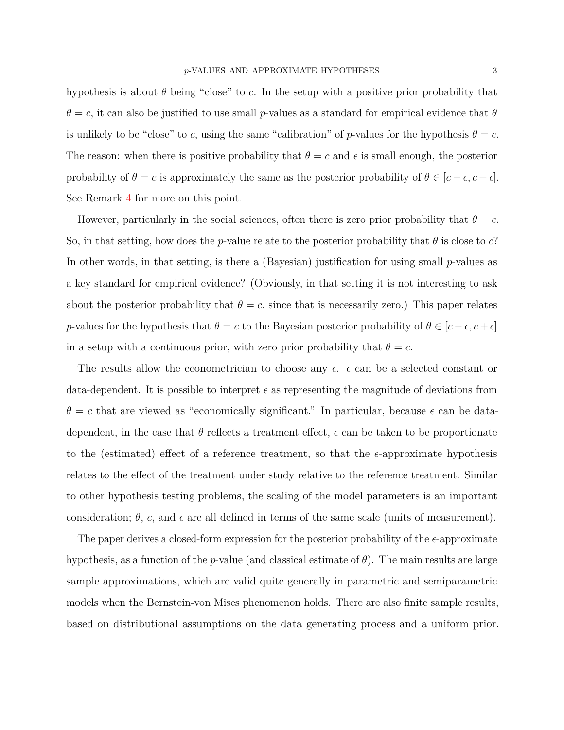hypothesis is about $\theta$ being "close" to $c$. In the setup with a positive prior probability that $\theta = c$, it can also be justified to use small $p$-values as a standard for empirical evidence that $\theta$ is unlikely to be "close" to $c$, using the same "calibration" of $p$-values for the hypothesis $\theta = c$. The reason: when there is positive probability that $\theta = c$ and $\epsilon$ is small enough, the posterior probability of $\theta = c$ is approximately the same as the posterior probability of $\theta \in [c - \epsilon, c + \epsilon]$. See Remark 4 for more on this point.

However, particularly in the social sciences, often there is zero prior probability that $\theta = c$. So, in that setting, how does the $p$-value relate to the posterior probability that $\theta$ is close to $c$? In other words, in that setting, is there a (Bayesian) justification for using small $p$-values as a key standard for empirical evidence? (Obviously, in that setting it is not interesting to ask about the posterior probability that $\theta = c$, since that is necessarily zero.) This paper relates $p$-values for the hypothesis that $\theta = c$ to the Bayesian posterior probability of $\theta \in [c - \epsilon, c + \epsilon]$ in a setup with a continuous prior, with zero prior probability that $\theta = c$.

The results allow the econometrician to choose any $\epsilon$. $\epsilon$ can be a selected constant or data-dependent. It is possible to interpret $\epsilon$ as representing the magnitude of deviations from $\theta = c$ that are viewed as "economically significant." In particular, because $\epsilon$ can be data-dependent, in the case that $\theta$ reflects a treatment effect, $\epsilon$ can be taken to be proportionate to the (estimated) effect of a reference treatment, so that the $\epsilon$-approximate hypothesis relates to the effect of the treatment under study relative to the reference treatment. Similar to other hypothesis testing problems, the scaling of the model parameters is an important consideration; $\theta$, $c$, and $\epsilon$ are all defined in terms of the same scale (units of measurement).

The paper derives a closed-form expression for the posterior probability of the $\epsilon$-approximate hypothesis, as a function of the $p$-value (and classical estimate of $\theta$). The main results are large sample approximations, which are valid quite generally in parametric and semiparametric models when the Bernstein-von Mises phenomenon holds. There are also finite sample results, based on distributional assumptions on the data generating process and a uniform prior.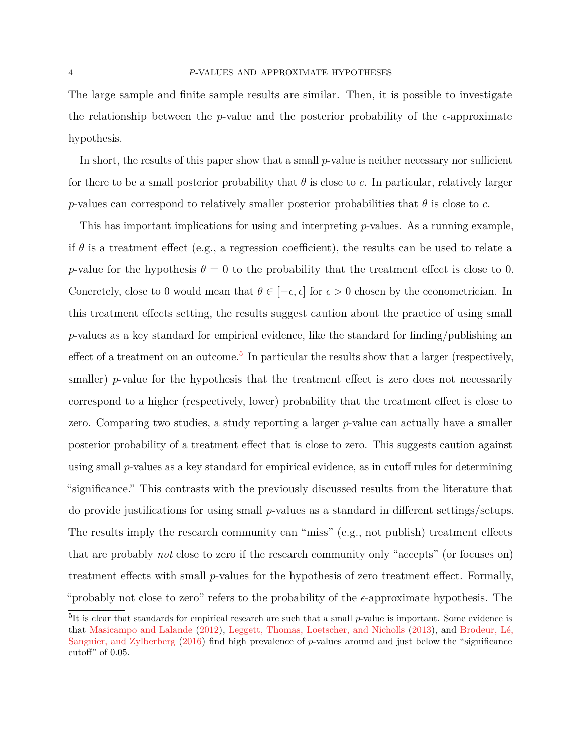The large sample and finite sample results are similar. Then, it is possible to investigate the relationship between the $p$-value and the posterior probability of the $\epsilon$-approximate hypothesis.

In short, the results of this paper show that a small $p$-value is neither necessary nor sufficient for there to be a small posterior probability that $\theta$ is close to $c$. In particular, relatively larger $p$-values can correspond to relatively smaller posterior probabilities that $\theta$ is close to $c$.

This has important implications for using and interpreting $p$-values. As a running example, if $\theta$ is a treatment effect (e.g., a regression coefficient), the results can be used to relate a $p$-value for the hypothesis $\theta = 0$ to the probability that the treatment effect is close to 0. Concretely, close to 0 would mean that $\theta \in [-\epsilon, \epsilon]$ for $\epsilon > 0$ chosen by the econometrician. In this treatment effects setting, the results suggest caution about the practice of using small $p$-values as a key standard for empirical evidence, like the standard for finding/publishing an effect of a treatment on an outcome.[5] In particular the results show that a larger (respectively, smaller) $p$-value for the hypothesis that the treatment effect is zero does not necessarily correspond to a higher (respectively, lower) probability that the treatment effect is close to zero. Comparing two studies, a study reporting a larger $p$-value can actually have a smaller posterior probability of a treatment effect that is close to zero. This suggests caution against using small $p$-values as a key standard for empirical evidence, as in cutoff rules for determining "significance." This contrasts with the previously discussed results from the literature that do provide justifications for using small $p$-values as a standard in different settings/setups. The results imply the research community can "miss" (e.g., not publish) treatment effects that are probably *not* close to zero if the research community only "accepts" (or focuses on) treatment effects with small $p$-values for the hypothesis of zero treatment effect. Formally, "probably not close to zero" refers to the probability of the $\epsilon$-approximate hypothesis. The

[5] It is clear that standards for empirical research are such that a small $p$-value is important. Some evidence is that Masicampo and Lalande (2012), Leggett, Thomas, Loetscher, and Nicholls (2013), and Brodeur, Lé, Sangnier, and Zylberberg (2016) find high prevalence of $p$-values around and just below the "significance cutoff" of 0.05.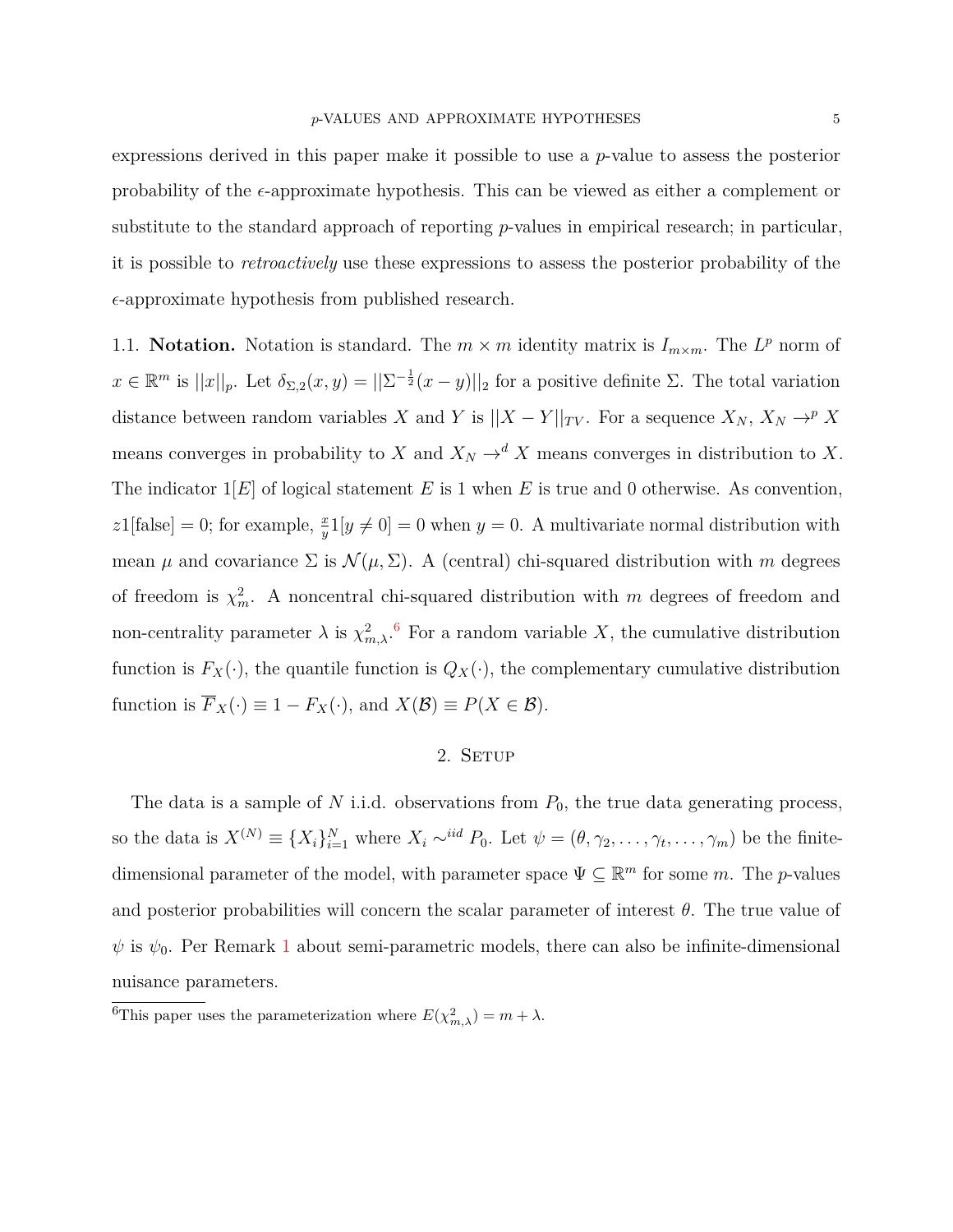expressions derived in this paper make it possible to use a $p$-value to assess the posterior probability of the $\epsilon$-approximate hypothesis. This can be viewed as either a complement or substitute to the standard approach of reporting $p$-values in empirical research; in particular, it is possible to *retroactively* use these expressions to assess the posterior probability of the $\epsilon$-approximate hypothesis from published research.

1.1. **Notation.** Notation is standard. The $m \times m$ identity matrix is $I_{m\times m}$. The $L^p$ norm of $x \in \mathbb{R}^m$ is $||x||_p$. Let $\delta_{\Sigma,2}(x, y) = ||\Sigma^{-\frac{1}{2}}(x - y)||_2$ for a positive definite $\Sigma$. The total variation distance between random variables $X$ and $Y$ is $||X - Y||_{TV}$. For a sequence $X_N$, $X_N \to^p X$ means converges in probability to $X$ and $X_N \to^d X$ means converges in distribution to $X$. The indicator $1[E]$ of logical statement $E$ is 1 when $E$ is true and 0 otherwise. As convention, $z1[\text{false}] = 0$; for example, $\frac{x}{y}1[y \neq 0] = 0$ when $y = 0$. A multivariate normal distribution with mean $\mu$ and covariance $\Sigma$ is $\mathcal{N}(\mu, \Sigma)$. A (central) chi-squared distribution with $m$ degrees of freedom is $\chi^2_m$. A noncentral chi-squared distribution with $m$ degrees of freedom and non-centrality parameter $\lambda$ is $\chi^2_{m,\lambda}$.[6] For a random variable $X$, the cumulative distribution function is $F_X(\cdot)$, the quantile function is $Q_X(\cdot)$, the complementary cumulative distribution function is $\overline{F}_X(\cdot) \equiv 1 - F_X(\cdot)$, and $X(\mathcal{B}) \equiv P(X \in \mathcal{B})$.

## 2. Setup

The data is a sample of $N$ i.i.d. observations from $P_0$, the true data generating process, so the data is $X^{(N)} \equiv \{X_i\}_{i=1}^N$ where $X_i \sim^{iid} P_0$. Let $\psi = (\theta, \gamma_2, \ldots, \gamma_t, \ldots, \gamma_m)$ be the finite-dimensional parameter of the model, with parameter space $\Psi \subseteq \mathbb{R}^m$ for some $m$. The $p$-values and posterior probabilities will concern the scalar parameter of interest $\theta$. The true value of $\psi$ is $\psi_0$. Per Remark 1 about semi-parametric models, there can also be infinite-dimensional nuisance parameters.

[6] This paper uses the parameterization where $E(\chi^2_{m,\lambda}) = m + \lambda$.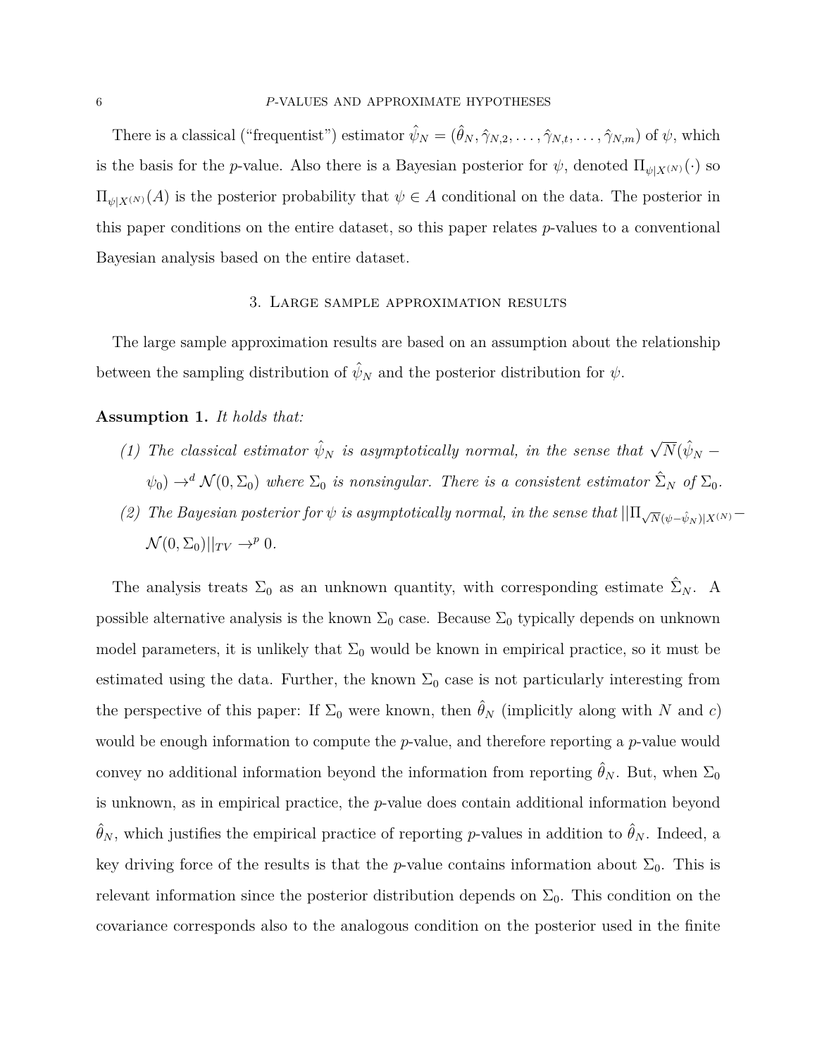There is a classical ("frequentist") estimator $\hat{\psi}_N = (\hat{\theta}_N, \hat{\gamma}_{N,2}, \ldots, \hat{\gamma}_{N,t}, \ldots, \hat{\gamma}_{N,m})$ of $\psi$, which is the basis for the $p$-value. Also there is a Bayesian posterior for $\psi$, denoted $\Pi_{\psi|X^{(N)}}(\cdot)$ so $\Pi_{\psi|X^{(N)}}(A)$ is the posterior probability that $\psi \in A$ conditional on the data. The posterior in this paper conditions on the entire dataset, so this paper relates $p$-values to a conventional Bayesian analysis based on the entire dataset.

## 3. Large sample approximation results

The large sample approximation results are based on an assumption about the relationship between the sampling distribution of $\hat{\psi}_N$ and the posterior distribution for $\psi$.

**Assumption 1.** *It holds that:*

1. *The classical estimator $\hat{\psi}_N$ is asymptotically normal, in the sense that $\sqrt{N}(\hat{\psi}_N - \psi_0) \to^d \mathcal{N}(0, \Sigma_0)$ where $\Sigma_0$ is nonsingular. There is a consistent estimator $\hat{\Sigma}_N$ of $\Sigma_0$.*
2. *The Bayesian posterior for $\psi$ is asymptotically normal, in the sense that $||\Pi_{\sqrt{N}(\psi - \hat{\psi}_N)|X^{(N)}} - \mathcal{N}(0, \Sigma_0)||_{TV} \to^p 0$.*

The analysis treats $\Sigma_0$ as an unknown quantity, with corresponding estimate $\hat{\Sigma}_N$. A possible alternative analysis is the known $\Sigma_0$ case. Because $\Sigma_0$ typically depends on unknown model parameters, it is unlikely that $\Sigma_0$ would be known in empirical practice, so it must be estimated using the data. Further, the known $\Sigma_0$ case is not particularly interesting from the perspective of this paper: If $\Sigma_0$ were known, then $\hat{\theta}_N$ (implicitly along with $N$ and $c$) would be enough information to compute the $p$-value, and therefore reporting a $p$-value would convey no additional information beyond the information from reporting $\hat{\theta}_N$. But, when $\Sigma_0$ is unknown, as in empirical practice, the $p$-value does contain additional information beyond $\hat{\theta}_N$, which justifies the empirical practice of reporting $p$-values in addition to $\hat{\theta}_N$. Indeed, a key driving force of the results is that the $p$-value contains information about $\Sigma_0$. This is relevant information since the posterior distribution depends on $\Sigma_0$. This condition on the covariance corresponds also to the analogous condition on the posterior used in the finite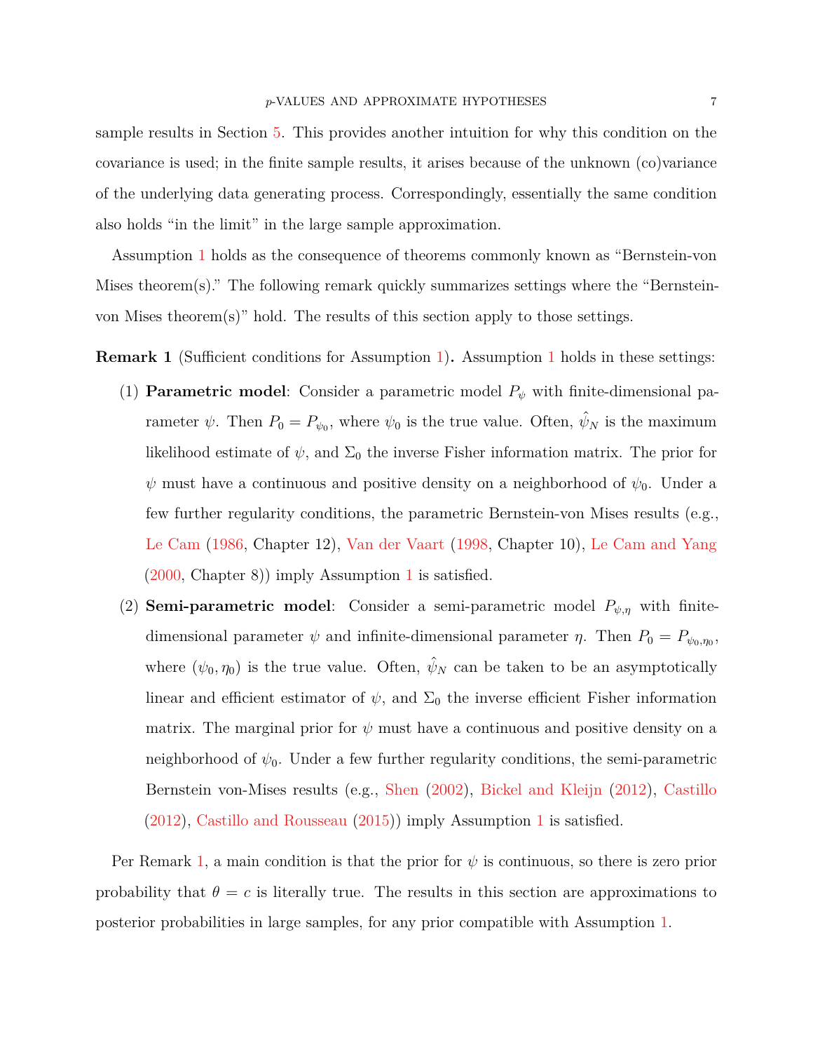sample results in Section 5. This provides another intuition for why this condition on the covariance is used; in the finite sample results, it arises because of the unknown (co)variance of the underlying data generating process. Correspondingly, essentially the same condition also holds "in the limit" in the large sample approximation.

Assumption 1 holds as the consequence of theorems commonly known as "Bernstein-von Mises theorem(s)." The following remark quickly summarizes settings where the "Bernstein-von Mises theorem(s)" hold. The results of this section apply to those settings.

**Remark 1** (Sufficient conditions for Assumption 1)**.** Assumption 1 holds in these settings:

(1) **Parametric model**: Consider a parametric model $P_\psi$ with finite-dimensional parameter $\psi$. Then $P_0 = P_{\psi_0}$, where $\psi_0$ is the true value. Often, $\hat{\psi}_N$ is the maximum likelihood estimate of $\psi$, and $\Sigma_0$ the inverse Fisher information matrix. The prior for $\psi$ must have a continuous and positive density on a neighborhood of $\psi_0$. Under a few further regularity conditions, the parametric Bernstein-von Mises results (e.g., Le Cam (1986, Chapter 12), Van der Vaart (1998, Chapter 10), Le Cam and Yang (2000, Chapter 8)) imply Assumption 1 is satisfied.

(2) **Semi-parametric model**: Consider a semi-parametric model $P_{\psi,\eta}$ with finite-dimensional parameter $\psi$ and infinite-dimensional parameter $\eta$. Then $P_0 = P_{\psi_0,\eta_0}$, where $(\psi_0, \eta_0)$ is the true value. Often, $\hat{\psi}_N$ can be taken to be an asymptotically linear and efficient estimator of $\psi$, and $\Sigma_0$ the inverse efficient Fisher information matrix. The marginal prior for $\psi$ must have a continuous and positive density on a neighborhood of $\psi_0$. Under a few further regularity conditions, the semi-parametric Bernstein von-Mises results (e.g., Shen (2002), Bickel and Kleijn (2012), Castillo (2012), Castillo and Rousseau (2015)) imply Assumption 1 is satisfied.

Per Remark 1, a main condition is that the prior for $\psi$ is continuous, so there is zero prior probability that $\theta = c$ is literally true. The results in this section are approximations to posterior probabilities in large samples, for any prior compatible with Assumption 1.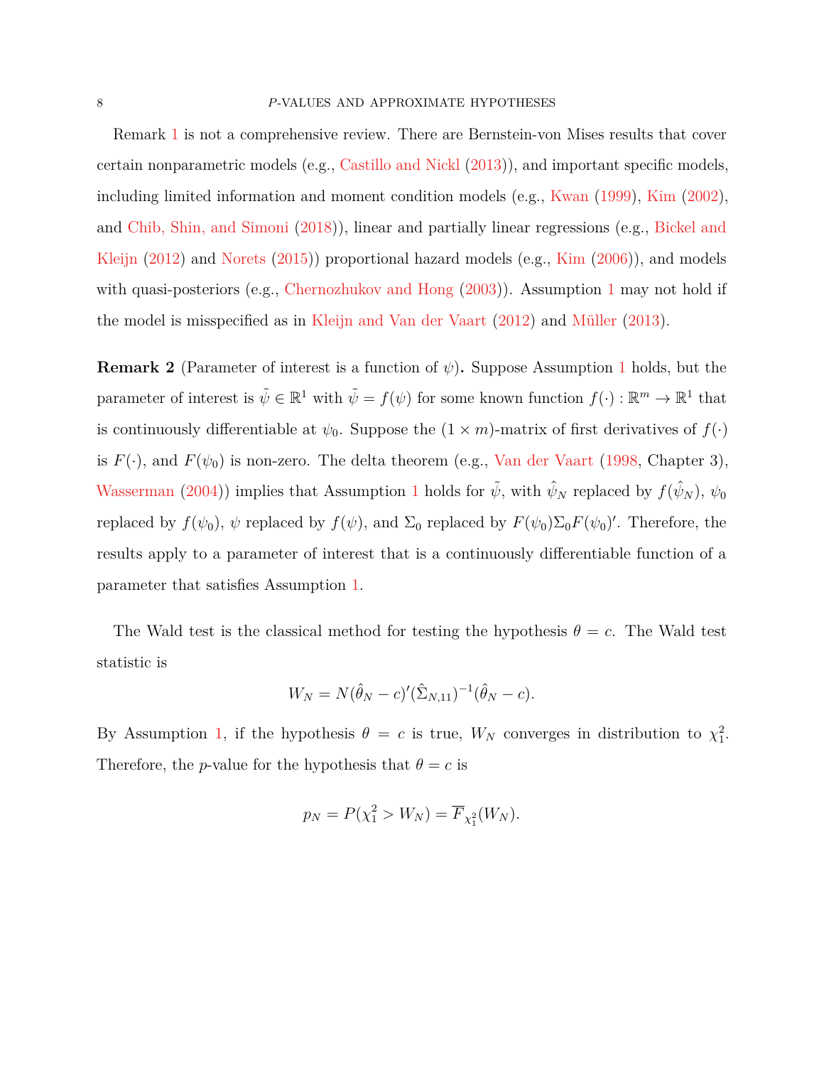Remark 1 is not a comprehensive review. There are Bernstein-von Mises results that cover certain nonparametric models (e.g., Castillo and Nickl (2013)), and important specific models, including limited information and moment condition models (e.g., Kwan (1999), Kim (2002), and Chib, Shin, and Simoni (2018)), linear and partially linear regressions (e.g., Bickel and Kleijn (2012) and Norets (2015)) proportional hazard models (e.g., Kim (2006)), and models with quasi-posteriors (e.g., Chernozhukov and Hong (2003)). Assumption 1 may not hold if the model is misspecified as in Kleijn and Van der Vaart (2012) and Müller (2013).

**Remark 2** (Parameter of interest is a function of $\psi$)**.** Suppose Assumption 1 holds, but the parameter of interest is $\tilde{\psi} \in \mathbb{R}^1$ with $\tilde{\psi} = f(\psi)$ for some known function $f(\cdot) : \mathbb{R}^m \to \mathbb{R}^1$ that is continuously differentiable at $\psi_0$. Suppose the $(1 \times m)$-matrix of first derivatives of $f(\cdot)$ is $F(\cdot)$, and $F(\psi_0)$ is non-zero. The delta theorem (e.g., Van der Vaart (1998, Chapter 3), Wasserman (2004)) implies that Assumption 1 holds for $\tilde{\psi}$, with $\hat{\psi}_N$ replaced by $f(\hat{\psi}_N)$, $\psi_0$ replaced by $f(\psi_0)$, $\psi$ replaced by $f(\psi)$, and $\Sigma_0$ replaced by $F(\psi_0)\Sigma_0 F(\psi_0)'$. Therefore, the results apply to a parameter of interest that is a continuously differentiable function of a parameter that satisfies Assumption 1.

The Wald test is the classical method for testing the hypothesis $\theta = c$. The Wald test statistic is

$$W_N = N(\hat{\theta}_N - c)'(\hat{\Sigma}_{N,11})^{-1}(\hat{\theta}_N - c).$$

By Assumption 1, if the hypothesis $\theta = c$ is true, $W_N$ converges in distribution to $\chi_1^2$. Therefore, the $p$-value for the hypothesis that $\theta = c$ is

$$p_N = P(\chi_1^2 > W_N) = \overline{F}_{\chi_1^2}(W_N).$$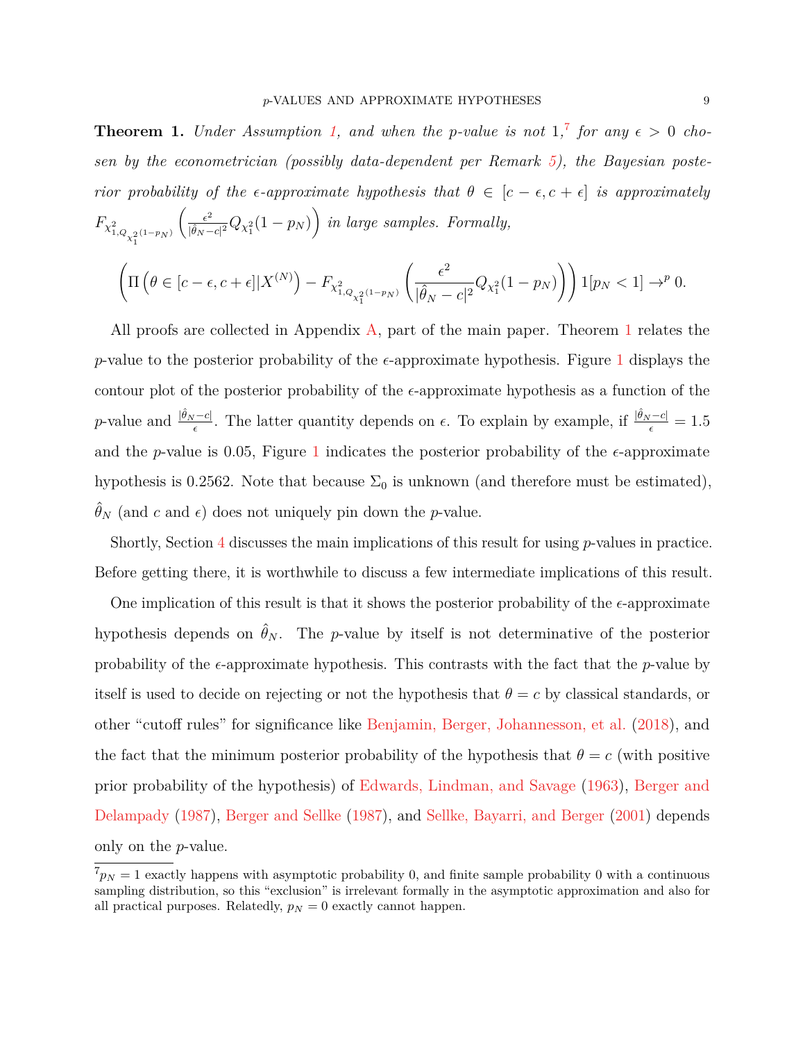**Theorem 1.** *Under Assumption 1, and when the p-value is not 1,*[7] *for any $\epsilon > 0$ chosen by the econometrician (possibly data-dependent per Remark 5), the Bayesian posterior probability of the $\epsilon$-approximate hypothesis that $\theta \in [c-\epsilon, c+\epsilon]$ is approximately $F_{\chi^2_{1,Q_{\chi^2_1}(1-p_N)}}\left(\frac{\epsilon^2}{|\hat{\theta}_N - c|^2} Q_{\chi^2_1}(1-p_N)\right)$ in large samples. Formally,*

$$\left(\Pi\left(\theta \in [c-\epsilon, c+\epsilon] | X^{(N)}\right) - F_{\chi^2_{1,Q_{\chi^2_1}(1-p_N)}}\left(\frac{\epsilon^2}{|\hat{\theta}_N - c|^2} Q_{\chi^2_1}(1-p_N)\right)\right) 1[p_N < 1] \to^p 0.$$

All proofs are collected in Appendix A, part of the main paper. Theorem 1 relates the $p$-value to the posterior probability of the $\epsilon$-approximate hypothesis. Figure 1 displays the contour plot of the posterior probability of the $\epsilon$-approximate hypothesis as a function of the $p$-value and $\frac{|\hat{\theta}_N - c|}{\epsilon}$. The latter quantity depends on $\epsilon$. To explain by example, if $\frac{|\hat{\theta}_N - c|}{\epsilon} = 1.5$ and the $p$-value is 0.05, Figure 1 indicates the posterior probability of the $\epsilon$-approximate hypothesis is 0.2562. Note that because $\Sigma_0$ is unknown (and therefore must be estimated), $\hat{\theta}_N$ (and $c$ and $\epsilon$) does not uniquely pin down the $p$-value.

Shortly, Section 4 discusses the main implications of this result for using $p$-values in practice. Before getting there, it is worthwhile to discuss a few intermediate implications of this result.

One implication of this result is that it shows the posterior probability of the $\epsilon$-approximate hypothesis depends on $\hat{\theta}_N$. The $p$-value by itself is not determinative of the posterior probability of the $\epsilon$-approximate hypothesis. This contrasts with the fact that the $p$-value by itself is used to decide on rejecting or not the hypothesis that $\theta = c$ by classical standards, or other "cutoff rules" for significance like Benjamin, Berger, Johannesson, et al. (2018), and the fact that the minimum posterior probability of the hypothesis that $\theta = c$ (with positive prior probability of the hypothesis) of Edwards, Lindman, and Savage (1963), Berger and Delampady (1987), Berger and Sellke (1987), and Sellke, Bayarri, and Berger (2001) depends only on the $p$-value.

[7] $p_N = 1$ exactly happens with asymptotic probability 0, and finite sample probability 0 with a continuous sampling distribution, so this "exclusion" is irrelevant formally in the asymptotic approximation and also for all practical purposes. Relatedly, $p_N = 0$ exactly cannot happen.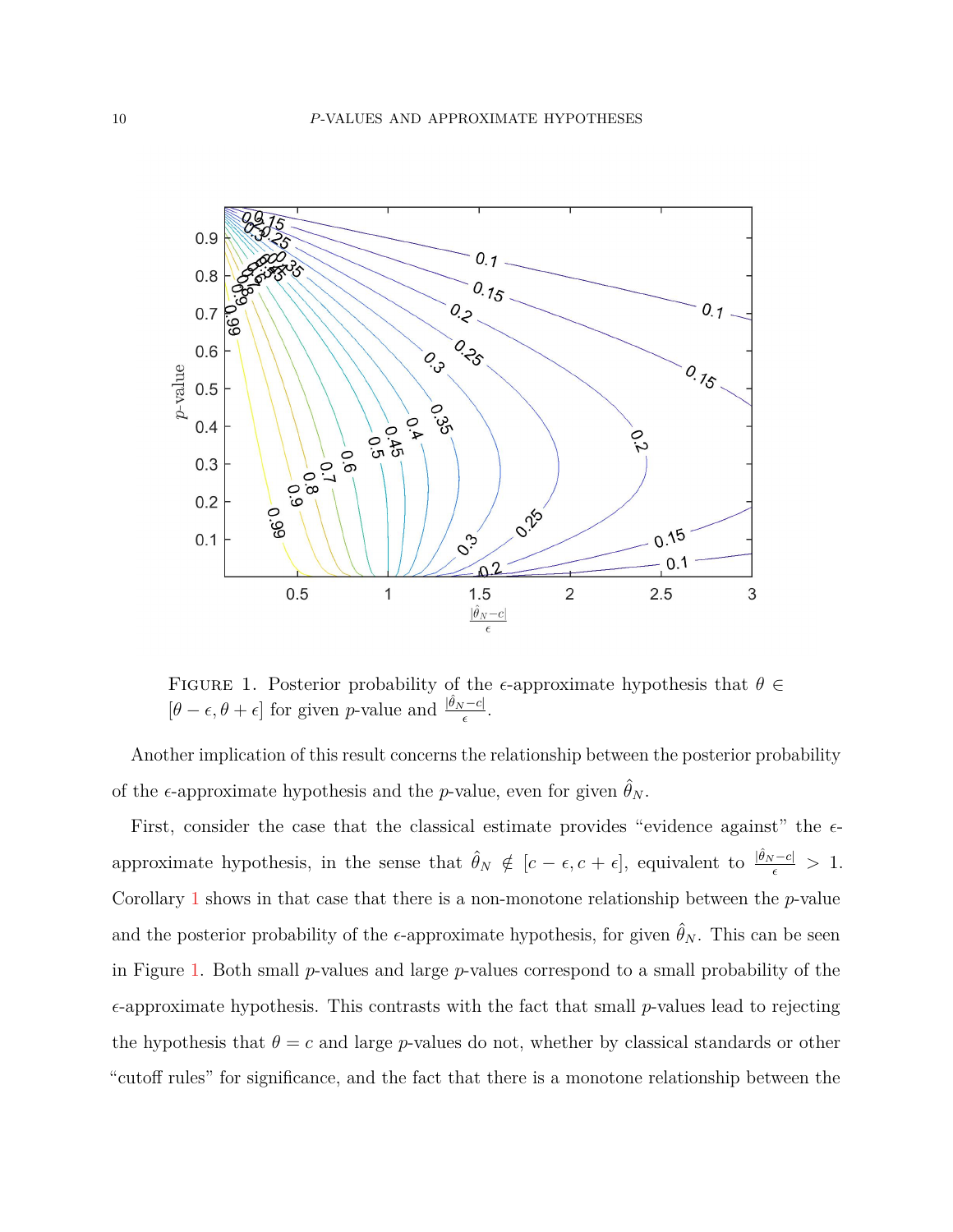Figure 1. Posterior probability of the $\epsilon$-approximate hypothesis that $\theta \in [\theta - \epsilon, \theta + \epsilon]$ for given $p$-value and $\frac{|\hat{\theta}_N - c|}{\epsilon}$.

Another implication of this result concerns the relationship between the posterior probability of the $\epsilon$-approximate hypothesis and the $p$-value, even for given $\hat{\theta}_N$.

First, consider the case that the classical estimate provides "evidence against" the $\epsilon$-approximate hypothesis, in the sense that $\hat{\theta}_N \notin [c - \epsilon, c + \epsilon]$, equivalent to $\frac{|\hat{\theta}_N - c|}{\epsilon} > 1$. Corollary 1 shows in that case that there is a non-monotone relationship between the $p$-value and the posterior probability of the $\epsilon$-approximate hypothesis, for given $\hat{\theta}_N$. This can be seen in Figure 1. Both small $p$-values and large $p$-values correspond to a small probability of the $\epsilon$-approximate hypothesis. This contrasts with the fact that small $p$-values lead to rejecting the hypothesis that $\theta = c$ and large $p$-values do not, whether by classical standards or other "cutoff rules" for significance, and the fact that there is a monotone relationship between the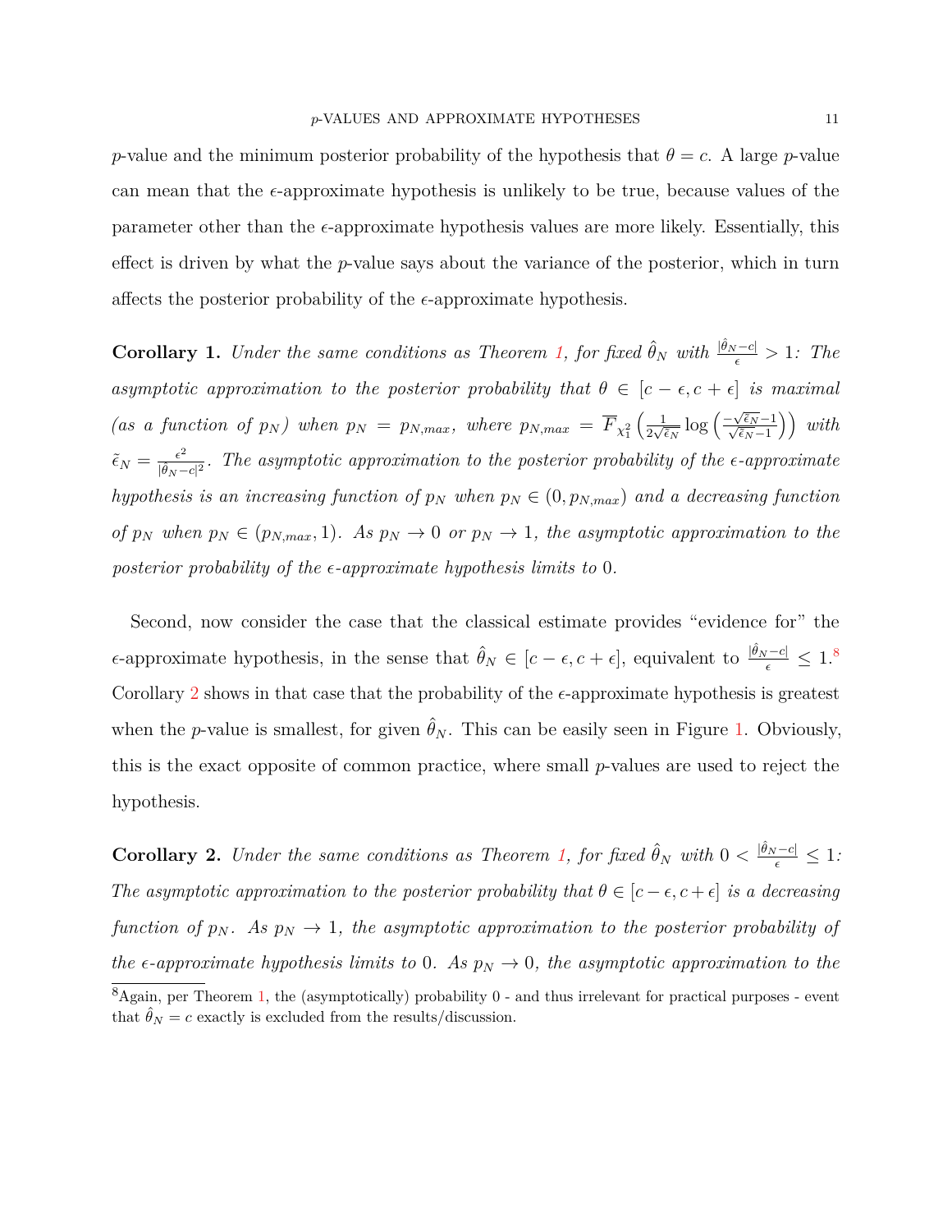$p$-value and the minimum posterior probability of the hypothesis that $\theta = c$. A large $p$-value can mean that the $\epsilon$-approximate hypothesis is unlikely to be true, because values of the parameter other than the $\epsilon$-approximate hypothesis values are more likely. Essentially, this effect is driven by what the $p$-value says about the variance of the posterior, which in turn affects the posterior probability of the $\epsilon$-approximate hypothesis.

**Corollary 1.** *Under the same conditions as Theorem 1, for fixed $\hat{\theta}_N$ with $\frac{|\hat{\theta}_N - c|}{\epsilon} > 1$: The asymptotic approximation to the posterior probability that $\theta \in [c-\epsilon, c+\epsilon]$ is maximal (as a function of $p_N$) when $p_N = p_{N,max}$, where $p_{N,max} = \overline{F}_{\chi^2_1}\left(\frac{1}{2\sqrt{\tilde{\epsilon}_N}} \log\left(\frac{-\sqrt{\tilde{\epsilon}_N}-1}{\sqrt{\tilde{\epsilon}_N}-1}\right)\right)$ with $\tilde{\epsilon}_N = \frac{\epsilon^2}{|\hat{\theta}_N - c|^2}$. The asymptotic approximation to the posterior probability of the $\epsilon$-approximate hypothesis is an increasing function of $p_N$ when $p_N \in (0, p_{N,max})$ and a decreasing function of $p_N$ when $p_N \in (p_{N,max}, 1)$. As $p_N \to 0$ or $p_N \to 1$, the asymptotic approximation to the posterior probability of the $\epsilon$-approximate hypothesis limits to 0.*

Second, now consider the case that the classical estimate provides "evidence for" the $\epsilon$-approximate hypothesis, in the sense that $\hat{\theta}_N \in [c-\epsilon, c+\epsilon]$, equivalent to $\frac{|\hat{\theta}_N - c|}{\epsilon} \leq 1$.[8] Corollary 2 shows in that case that the probability of the $\epsilon$-approximate hypothesis is greatest when the $p$-value is smallest, for given $\hat{\theta}_N$. This can be easily seen in Figure 1. Obviously, this is the exact opposite of common practice, where small $p$-values are used to reject the hypothesis.

**Corollary 2.** *Under the same conditions as Theorem 1, for fixed $\hat{\theta}_N$ with $0 < \frac{|\hat{\theta}_N - c|}{\epsilon} \leq 1$: The asymptotic approximation to the posterior probability that $\theta \in [c-\epsilon, c+\epsilon]$ is a decreasing function of $p_N$. As $p_N \to 1$, the asymptotic approximation to the posterior probability of the $\epsilon$-approximate hypothesis limits to 0. As $p_N \to 0$, the asymptotic approximation to the*

[8] Again, per Theorem 1, the (asymptotically) probability 0 - and thus irrelevant for practical purposes - event that $\hat{\theta}_N = c$ exactly is excluded from the results/discussion.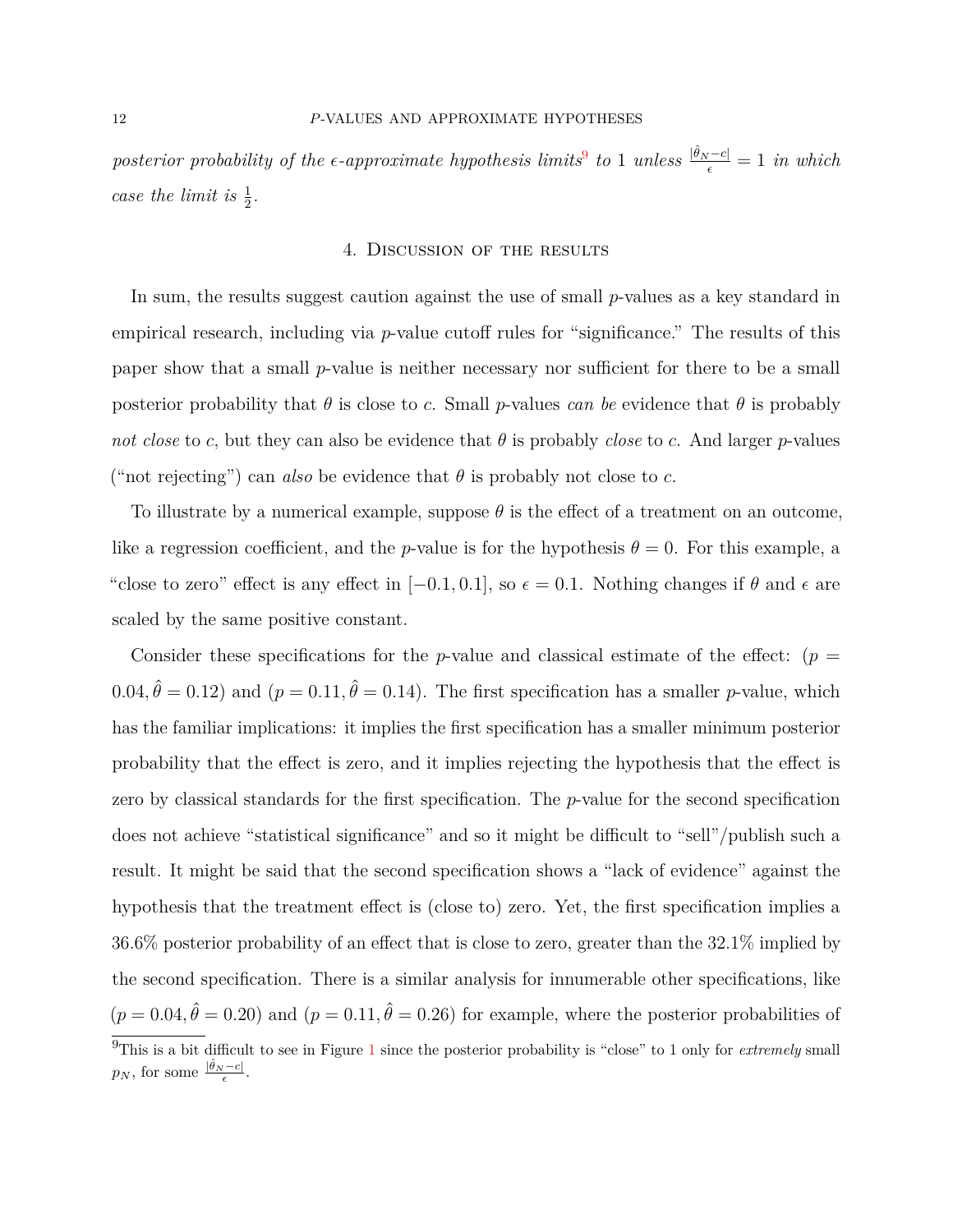*posterior probability of the $\epsilon$-approximate hypothesis limits*[9] *to* 1 *unless* $\frac{|\hat{\theta}_N - c|}{\epsilon} = 1$ *in which case the limit is* $\frac{1}{2}$.

## 4. Discussion of the results

In sum, the results suggest caution against the use of small $p$-values as a key standard in empirical research, including via $p$-value cutoff rules for "significance." The results of this paper show that a small $p$-value is neither necessary nor sufficient for there to be a small posterior probability that $\theta$ is close to $c$. Small $p$-values *can be* evidence that $\theta$ is probably *not close* to $c$, but they can also be evidence that $\theta$ is probably *close* to $c$. And larger $p$-values ("not rejecting") can *also* be evidence that $\theta$ is probably not close to $c$.

To illustrate by a numerical example, suppose $\theta$ is the effect of a treatment on an outcome, like a regression coefficient, and the $p$-value is for the hypothesis $\theta = 0$. For this example, a "close to zero" effect is any effect in $[-0.1, 0.1]$, so $\epsilon = 0.1$. Nothing changes if $\theta$ and $\epsilon$ are scaled by the same positive constant.

Consider these specifications for the $p$-value and classical estimate of the effect: $(p = 0.04, \hat{\theta} = 0.12)$ and $(p = 0.11, \hat{\theta} = 0.14)$. The first specification has a smaller $p$-value, which has the familiar implications: it implies the first specification has a smaller minimum posterior probability that the effect is zero, and it implies rejecting the hypothesis that the effect is zero by classical standards for the first specification. The $p$-value for the second specification does not achieve "statistical significance" and so it might be difficult to "sell"/publish such a result. It might be said that the second specification shows a "lack of evidence" against the hypothesis that the treatment effect is (close to) zero. Yet, the first specification implies a 36.6% posterior probability of an effect that is close to zero, greater than the 32.1% implied by the second specification. There is a similar analysis for innumerable other specifications, like $(p = 0.04, \hat{\theta} = 0.20)$ and $(p = 0.11, \hat{\theta} = 0.26)$ for example, where the posterior probabilities of

[9] This is a bit difficult to see in Figure 1 since the posterior probability is "close" to 1 only for *extremely* small $p_N$, for some $\frac{|\hat{\theta}_N - c|}{\epsilon}$.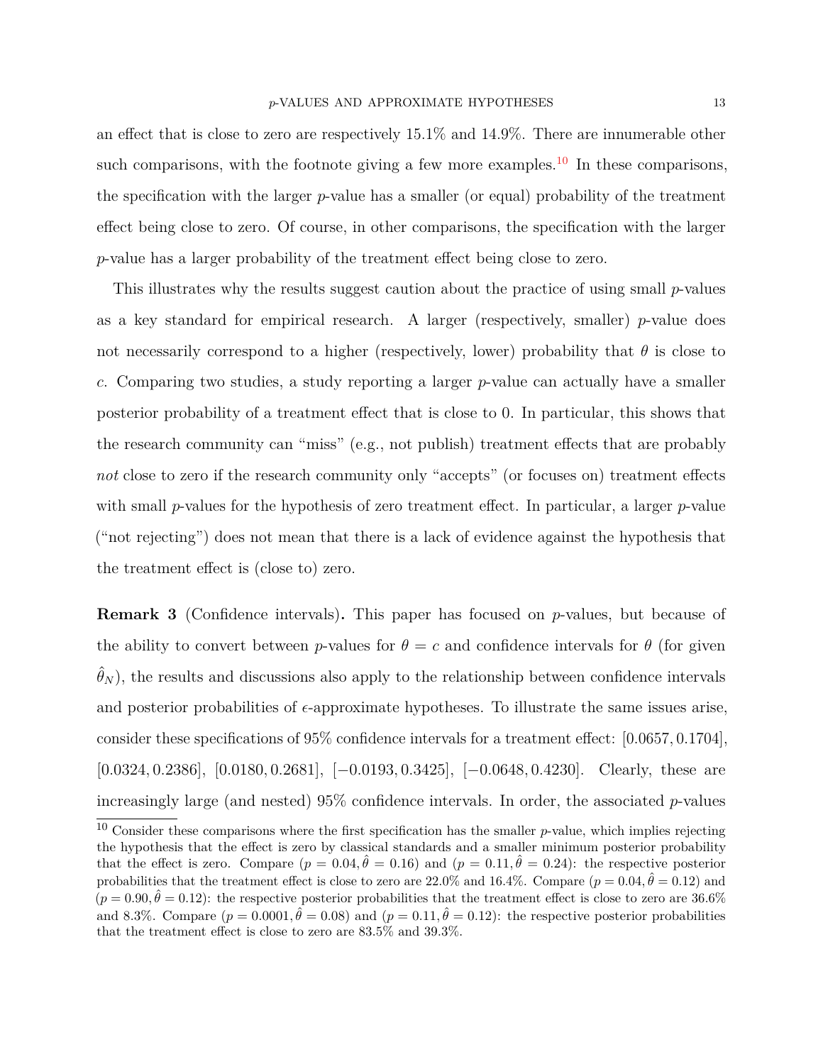an effect that is close to zero are respectively 15.1% and 14.9%. There are innumerable other such comparisons, with the footnote giving a few more examples.[10] In these comparisons, the specification with the larger $p$-value has a smaller (or equal) probability of the treatment effect being close to zero. Of course, in other comparisons, the specification with the larger $p$-value has a larger probability of the treatment effect being close to zero.

This illustrates why the results suggest caution about the practice of using small $p$-values as a key standard for empirical research. A larger (respectively, smaller) $p$-value does not necessarily correspond to a higher (respectively, lower) probability that $\theta$ is close to $c$. Comparing two studies, a study reporting a larger $p$-value can actually have a smaller posterior probability of a treatment effect that is close to 0. In particular, this shows that the research community can "miss" (e.g., not publish) treatment effects that are probably *not* close to zero if the research community only "accepts" (or focuses on) treatment effects with small $p$-values for the hypothesis of zero treatment effect. In particular, a larger $p$-value ("not rejecting") does not mean that there is a lack of evidence against the hypothesis that the treatment effect is (close to) zero.

**Remark 3** (Confidence intervals)**.** This paper has focused on $p$-values, but because of the ability to convert between $p$-values for $\theta = c$ and confidence intervals for $\theta$ (for given $\hat{\theta}_N$), the results and discussions also apply to the relationship between confidence intervals and posterior probabilities of $\epsilon$-approximate hypotheses. To illustrate the same issues arise, consider these specifications of 95% confidence intervals for a treatment effect: $[0.0657, 0.1704]$, $[0.0324, 0.2386]$, $[0.0180, 0.2681]$, $[-0.0193, 0.3425]$, $[-0.0648, 0.4230]$. Clearly, these are increasingly large (and nested) 95% confidence intervals. In order, the associated $p$-values

[10] Consider these comparisons where the first specification has the smaller $p$-value, which implies rejecting the hypothesis that the effect is zero by classical standards and a smaller minimum posterior probability that the effect is zero. Compare ($p = 0.04, \hat{\theta} = 0.16$) and ($p = 0.11, \hat{\theta} = 0.24$): the respective posterior probabilities that the treatment effect is close to zero are 22.0% and 16.4%. Compare ($p = 0.04, \hat{\theta} = 0.12$) and ($p = 0.90, \hat{\theta} = 0.12$): the respective posterior probabilities that the treatment effect is close to zero are 36.6% and 8.3%. Compare ($p = 0.0001, \hat{\theta} = 0.08$) and ($p = 0.11, \hat{\theta} = 0.12$): the respective posterior probabilities that the treatment effect is close to zero are 83.5% and 39.3%.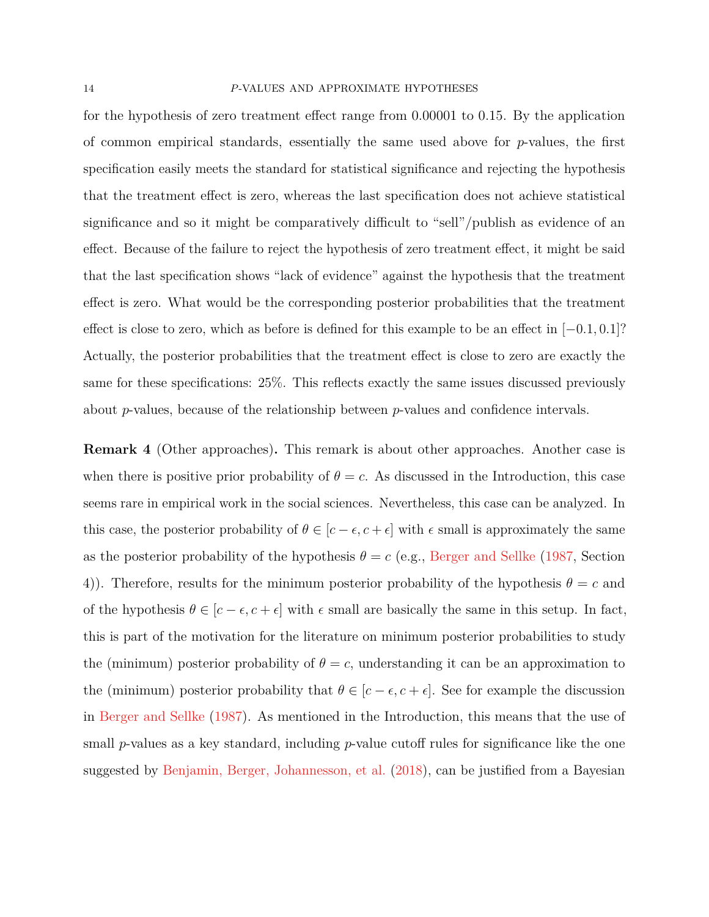for the hypothesis of zero treatment effect range from 0.00001 to 0.15. By the application of common empirical standards, essentially the same used above for $p$-values, the first specification easily meets the standard for statistical significance and rejecting the hypothesis that the treatment effect is zero, whereas the last specification does not achieve statistical significance and so it might be comparatively difficult to "sell"/publish as evidence of an effect. Because of the failure to reject the hypothesis of zero treatment effect, it might be said that the last specification shows "lack of evidence" against the hypothesis that the treatment effect is zero. What would be the corresponding posterior probabilities that the treatment effect is close to zero, which as before is defined for this example to be an effect in $[-0.1, 0.1]$? Actually, the posterior probabilities that the treatment effect is close to zero are exactly the same for these specifications: 25%. This reflects exactly the same issues discussed previously about $p$-values, because of the relationship between $p$-values and confidence intervals.

**Remark 4** (Other approaches)**.** This remark is about other approaches. Another case is when there is positive prior probability of $\theta = c$. As discussed in the Introduction, this case seems rare in empirical work in the social sciences. Nevertheless, this case can be analyzed. In this case, the posterior probability of $\theta \in [c - \epsilon, c + \epsilon]$ with $\epsilon$ small is approximately the same as the posterior probability of the hypothesis $\theta = c$ (e.g., Berger and Sellke (1987, Section 4)). Therefore, results for the minimum posterior probability of the hypothesis $\theta = c$ and of the hypothesis $\theta \in [c - \epsilon, c + \epsilon]$ with $\epsilon$ small are basically the same in this setup. In fact, this is part of the motivation for the literature on minimum posterior probabilities to study the (minimum) posterior probability of $\theta = c$, understanding it can be an approximation to the (minimum) posterior probability that $\theta \in [c - \epsilon, c + \epsilon]$. See for example the discussion in Berger and Sellke (1987). As mentioned in the Introduction, this means that the use of small $p$-values as a key standard, including $p$-value cutoff rules for significance like the one suggested by Benjamin, Berger, Johannesson, et al. (2018), can be justified from a Bayesian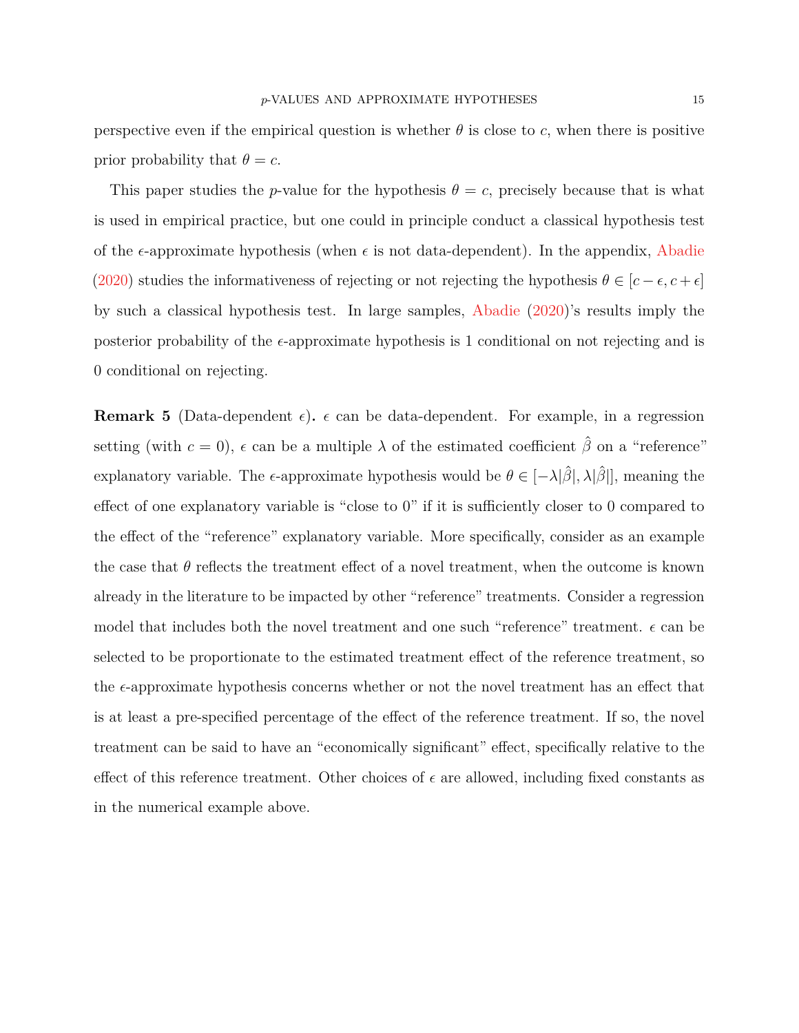perspective even if the empirical question is whether $\theta$ is close to $c$, when there is positive prior probability that $\theta = c$.

This paper studies the $p$-value for the hypothesis $\theta = c$, precisely because that is what is used in empirical practice, but one could in principle conduct a classical hypothesis test of the $\epsilon$-approximate hypothesis (when $\epsilon$ is not data-dependent). In the appendix, Abadie (2020) studies the informativeness of rejecting or not rejecting the hypothesis $\theta \in [c - \epsilon, c + \epsilon]$ by such a classical hypothesis test. In large samples, Abadie (2020)'s results imply the posterior probability of the $\epsilon$-approximate hypothesis is 1 conditional on not rejecting and is 0 conditional on rejecting.

**Remark 5** (Data-dependent $\epsilon$)**.** $\epsilon$ can be data-dependent. For example, in a regression setting (with $c = 0$), $\epsilon$ can be a multiple $\lambda$ of the estimated coefficient $\hat{\beta}$ on a "reference" explanatory variable. The $\epsilon$-approximate hypothesis would be $\theta \in [-\lambda|\hat{\beta}|, \lambda|\hat{\beta}|]$, meaning the effect of one explanatory variable is "close to 0" if it is sufficiently closer to 0 compared to the effect of the "reference" explanatory variable. More specifically, consider as an example the case that $\theta$ reflects the treatment effect of a novel treatment, when the outcome is known already in the literature to be impacted by other "reference" treatments. Consider a regression model that includes both the novel treatment and one such "reference" treatment. $\epsilon$ can be selected to be proportionate to the estimated treatment effect of the reference treatment, so the $\epsilon$-approximate hypothesis concerns whether or not the novel treatment has an effect that is at least a pre-specified percentage of the effect of the reference treatment. If so, the novel treatment can be said to have an "economically significant" effect, specifically relative to the effect of this reference treatment. Other choices of $\epsilon$ are allowed, including fixed constants as in the numerical example above.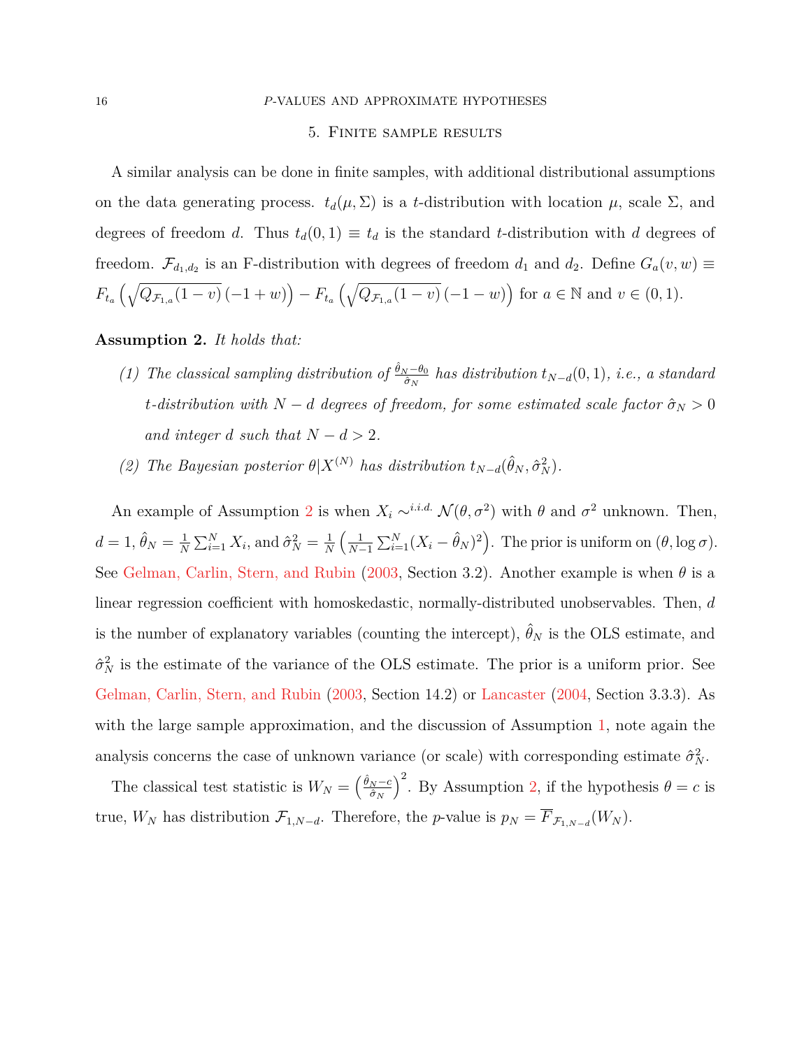## 5. Finite sample results

A similar analysis can be done in finite samples, with additional distributional assumptions on the data generating process. $t_d(\mu, \Sigma)$ is a $t$-distribution with location $\mu$, scale $\Sigma$, and degrees of freedom $d$. Thus $t_d(0,1) \equiv t_d$ is the standard $t$-distribution with $d$ degrees of freedom. $\mathcal{F}_{d_1,d_2}$ is an F-distribution with degrees of freedom $d_1$ and $d_2$. Define $G_a(v,w) \equiv F_{t_a}\left(\sqrt{Q_{\mathcal{F}_{1,a}}(1-v)}\,(-1+w)\right) - F_{t_a}\left(\sqrt{Q_{\mathcal{F}_{1,a}}(1-v)}\,(-1-w)\right)$ for $a \in \mathbb{N}$ and $v \in (0,1)$.

**Assumption 2.** *It holds that:*

*(1) The classical sampling distribution of $\frac{\hat{\theta}_N - \theta_0}{\hat{\sigma}_N}$ has distribution $t_{N-d}(0,1)$, i.e., a standard $t$-distribution with $N-d$ degrees of freedom, for some estimated scale factor $\hat{\sigma}_N > 0$ and integer $d$ such that $N - d > 2$.*

*(2) The Bayesian posterior $\theta | X^{(N)}$ has distribution $t_{N-d}(\hat{\theta}_N, \hat{\sigma}_N^2)$.*

An example of Assumption 2 is when $X_i \sim^{i.i.d.} \mathcal{N}(\theta, \sigma^2)$ with $\theta$ and $\sigma^2$ unknown. Then, $d = 1$, $\hat{\theta}_N = \frac{1}{N}\sum_{i=1}^N X_i$, and $\hat{\sigma}_N^2 = \frac{1}{N}\left(\frac{1}{N-1}\sum_{i=1}^N (X_i - \hat{\theta}_N)^2\right)$. The prior is uniform on $(\theta, \log\sigma)$. See Gelman, Carlin, Stern, and Rubin (2003, Section 3.2). Another example is when $\theta$ is a linear regression coefficient with homoskedastic, normally-distributed unobservables. Then, $d$ is the number of explanatory variables (counting the intercept), $\hat{\theta}_N$ is the OLS estimate, and $\hat{\sigma}_N^2$ is the estimate of the variance of the OLS estimate. The prior is a uniform prior. See Gelman, Carlin, Stern, and Rubin (2003, Section 14.2) or Lancaster (2004, Section 3.3.3). As with the large sample approximation, and the discussion of Assumption 1, note again the analysis concerns the case of unknown variance (or scale) with corresponding estimate $\hat{\sigma}_N^2$.

The classical test statistic is $W_N = \left(\frac{\hat{\theta}_N - c}{\hat{\sigma}_N}\right)^2$. By Assumption 2, if the hypothesis $\theta = c$ is true, $W_N$ has distribution $\mathcal{F}_{1,N-d}$. Therefore, the $p$-value is $p_N = \overline{F}_{\mathcal{F}_{1,N-d}}(W_N)$.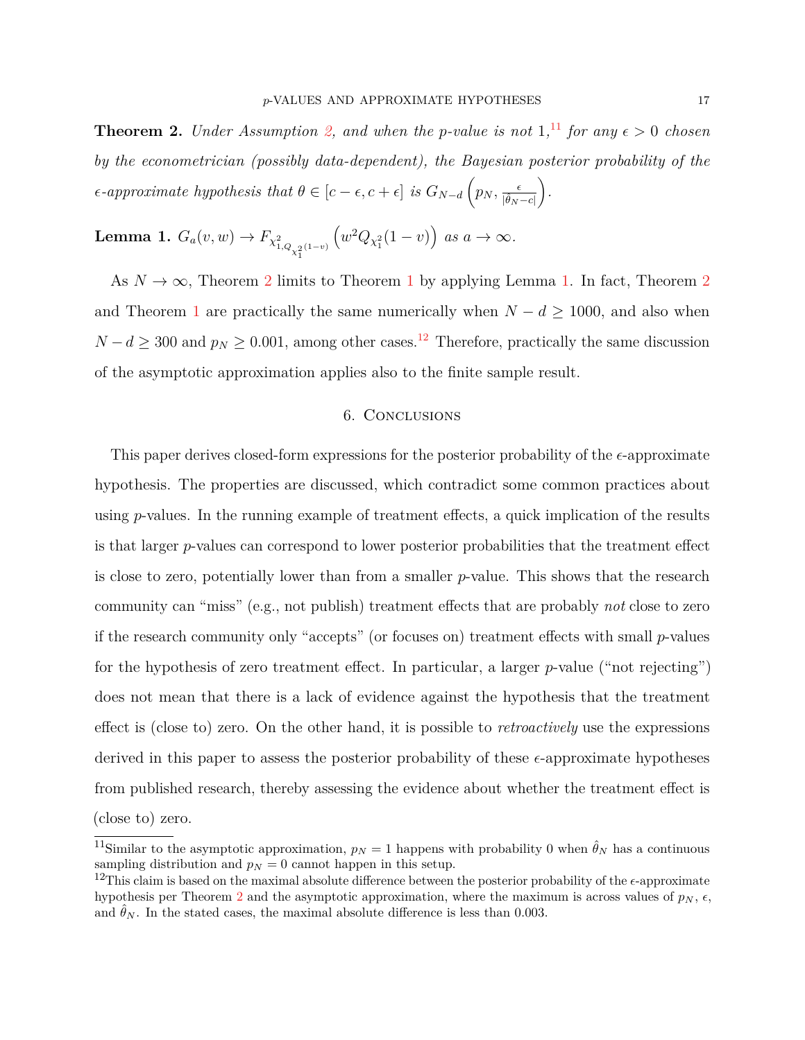**Theorem 2.** *Under Assumption 2, and when the p-value is not 1,*[11] *for any $\epsilon > 0$ chosen by the econometrician (possibly data-dependent), the Bayesian posterior probability of the $\epsilon$-approximate hypothesis that $\theta \in [c-\epsilon, c+\epsilon]$ is $G_{N-d}\left(p_N, \frac{\epsilon}{|\hat{\theta}_N - c|}\right)$.*

**Lemma 1.** $G_a(v, w) \to F_{\chi^2_{1, Q_{\chi^2_1}(1-v)}}\left(w^2 Q_{\chi^2_1}(1-v)\right)$ *as $a \to \infty$.*

As $N \to \infty$, Theorem 2 limits to Theorem 1 by applying Lemma 1. In fact, Theorem 2 and Theorem 1 are practically the same numerically when $N - d \geq 1000$, and also when $N - d \geq 300$ and $p_N \geq 0.001$, among other cases.[12] Therefore, practically the same discussion of the asymptotic approximation applies also to the finite sample result.

## 6. Conclusions

This paper derives closed-form expressions for the posterior probability of the $\epsilon$-approximate hypothesis. The properties are discussed, which contradict some common practices about using $p$-values. In the running example of treatment effects, a quick implication of the results is that larger $p$-values can correspond to lower posterior probabilities that the treatment effect is close to zero, potentially lower than from a smaller $p$-value. This shows that the research community can "miss" (e.g., not publish) treatment effects that are probably *not* close to zero if the research community only "accepts" (or focuses on) treatment effects with small $p$-values for the hypothesis of zero treatment effect. In particular, a larger $p$-value ("not rejecting") does not mean that there is a lack of evidence against the hypothesis that the treatment effect is (close to) zero. On the other hand, it is possible to *retroactively* use the expressions derived in this paper to assess the posterior probability of these $\epsilon$-approximate hypotheses from published research, thereby assessing the evidence about whether the treatment effect is (close to) zero.

---

[11] Similar to the asymptotic approximation, $p_N = 1$ happens with probability 0 when $\hat{\theta}_N$ has a continuous sampling distribution and $p_N = 0$ cannot happen in this setup.

[12] This claim is based on the maximal absolute difference between the posterior probability of the $\epsilon$-approximate hypothesis per Theorem 2 and the asymptotic approximation, where the maximum is across values of $p_N$, $\epsilon$, and $\hat{\theta}_N$. In the stated cases, the maximal absolute difference is less than 0.003.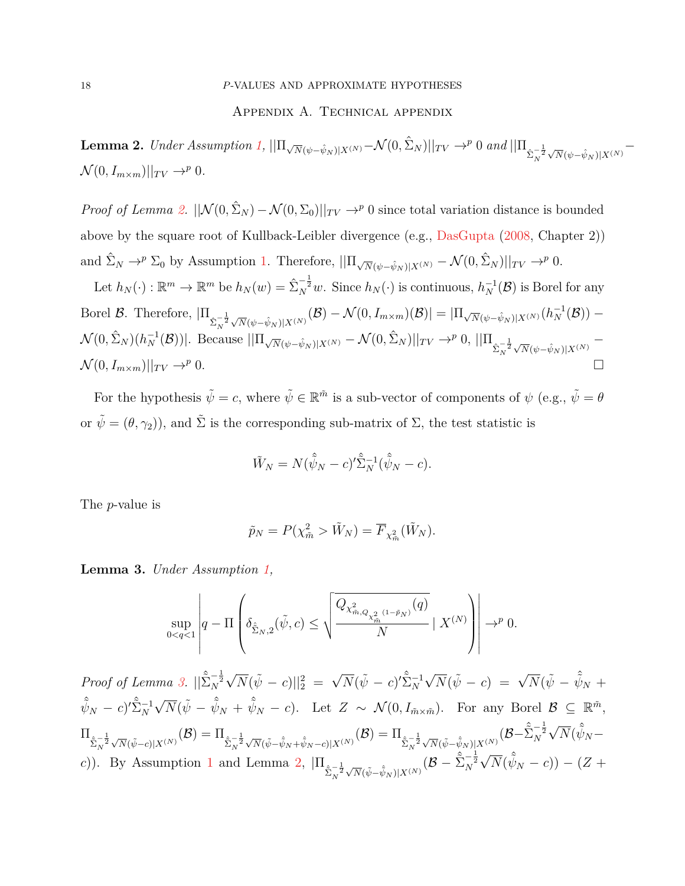## Appendix A. Technical appendix

**Lemma 2.** *Under Assumption 1, $||\Pi_{\sqrt{N}(\psi-\hat{\psi}_N)|X^{(N)}} - \mathcal{N}(0,\hat{\Sigma}_N)||_{TV} \to^p 0$ and $||\Pi_{\hat{\Sigma}_N^{-\frac{1}{2}}\sqrt{N}(\psi-\hat{\psi}_N)|X^{(N)}} - \mathcal{N}(0, I_{m\times m})||_{TV} \to^p 0$.*

*Proof of Lemma 2.* $||\mathcal{N}(0,\hat{\Sigma}_N) - \mathcal{N}(0,\Sigma_0)||_{TV} \to^p 0$ since total variation distance is bounded above by the square root of Kullback-Leibler divergence (e.g., DasGupta (2008, Chapter 2)) and $\hat{\Sigma}_N \to^p \Sigma_0$ by Assumption 1. Therefore, $||\Pi_{\sqrt{N}(\psi-\hat{\psi}_N)|X^{(N)}} - \mathcal{N}(0,\hat{\Sigma}_N)||_{TV} \to^p 0$.

Let $h_N(\cdot): \mathbb{R}^m \to \mathbb{R}^m$ be $h_N(w) = \hat{\Sigma}_N^{-\frac{1}{2}} w$. Since $h_N(\cdot)$ is continuous, $h_N^{-1}(\mathcal{B})$ is Borel for any Borel $\mathcal{B}$. Therefore, $|\Pi_{\hat{\Sigma}_N^{-\frac{1}{2}}\sqrt{N}(\psi-\hat{\psi}_N)|X^{(N)}}(\mathcal{B}) - \mathcal{N}(0, I_{m\times m})(\mathcal{B})| = |\Pi_{\sqrt{N}(\psi-\hat{\psi}_N)|X^{(N)}}(h_N^{-1}(\mathcal{B})) - \mathcal{N}(0,\hat{\Sigma}_N)(h_N^{-1}(\mathcal{B}))|$. Because $||\Pi_{\sqrt{N}(\psi-\hat{\psi}_N)|X^{(N)}} - \mathcal{N}(0,\hat{\Sigma}_N)||_{TV} \to^p 0$, $||\Pi_{\hat{\Sigma}_N^{-\frac{1}{2}}\sqrt{N}(\psi-\hat{\psi}_N)|X^{(N)}} - \mathcal{N}(0, I_{m\times m})||_{TV} \to^p 0$. □

For the hypothesis $\tilde{\psi} = c$, where $\tilde{\psi} \in \mathbb{R}^{\tilde{m}}$ is a sub-vector of components of $\psi$ (e.g., $\tilde{\psi} = \theta$ or $\tilde{\psi} = (\theta, \gamma_2)$), and $\tilde{\Sigma}$ is the corresponding sub-matrix of $\Sigma$, the test statistic is

$$\tilde{W}_N = N(\hat{\tilde{\psi}}_N - c)'\hat{\tilde{\Sigma}}_N^{-1}(\hat{\tilde{\psi}}_N - c).$$

The $p$-value is

$$\tilde{p}_N = P(\chi^2_{\tilde{m}} > \tilde{W}_N) = \overline{F}_{\chi^2_{\tilde{m}}}(\tilde{W}_N).$$

**Lemma 3.** *Under Assumption 1,*

$$\sup_{0<q<1}\left| q - \Pi\left(\delta_{\hat{\tilde{\Sigma}}_N,2}(\tilde{\psi}, c) \le \sqrt{\frac{Q_{\chi^2_{\tilde{m}, Q_{\chi^2_{\tilde{m}}}(1-\tilde{p}_N)}}(q)}{N}} \mid X^{(N)}\right)\right| \to^p 0.$$

*Proof of Lemma 3.* $||\hat{\tilde{\Sigma}}_N^{-\frac{1}{2}}\sqrt{N}(\tilde{\psi} - c)||_2^2 = \sqrt{N}(\tilde{\psi} - c)'\hat{\tilde{\Sigma}}_N^{-1}\sqrt{N}(\tilde{\psi} - c) = \sqrt{N}(\tilde{\psi} - \hat{\tilde{\psi}}_N + \hat{\tilde{\psi}}_N - c)'\hat{\tilde{\Sigma}}_N^{-1}\sqrt{N}(\tilde{\psi} - \hat{\tilde{\psi}}_N + \hat{\tilde{\psi}}_N - c)$. Let $Z \sim \mathcal{N}(0, I_{\tilde{m}\times\tilde{m}})$. For any Borel $\mathcal{B} \subseteq \mathbb{R}^{\tilde{m}}$, $\Pi_{\hat{\tilde{\Sigma}}_N^{-\frac{1}{2}}\sqrt{N}(\tilde{\psi}-c)|X^{(N)}}(\mathcal{B}) = \Pi_{\hat{\tilde{\Sigma}}_N^{-\frac{1}{2}}\sqrt{N}(\tilde{\psi}-\hat{\tilde{\psi}}_N+\hat{\tilde{\psi}}_N-c)|X^{(N)}}(\mathcal{B}) = \Pi_{\hat{\tilde{\Sigma}}_N^{-\frac{1}{2}}\sqrt{N}(\tilde{\psi}-\hat{\tilde{\psi}}_N)|X^{(N)}}(\mathcal{B} - \hat{\tilde{\Sigma}}_N^{-\frac{1}{2}}\sqrt{N}(\hat{\tilde{\psi}}_N - c))$. By Assumption 1 and Lemma 2, $|\Pi_{\hat{\tilde{\Sigma}}_N^{-\frac{1}{2}}\sqrt{N}(\tilde{\psi}-\hat{\tilde{\psi}}_N)|X^{(N)}}(\mathcal{B} - \hat{\tilde{\Sigma}}_N^{-\frac{1}{2}}\sqrt{N}(\hat{\tilde{\psi}}_N - c)) - (Z +$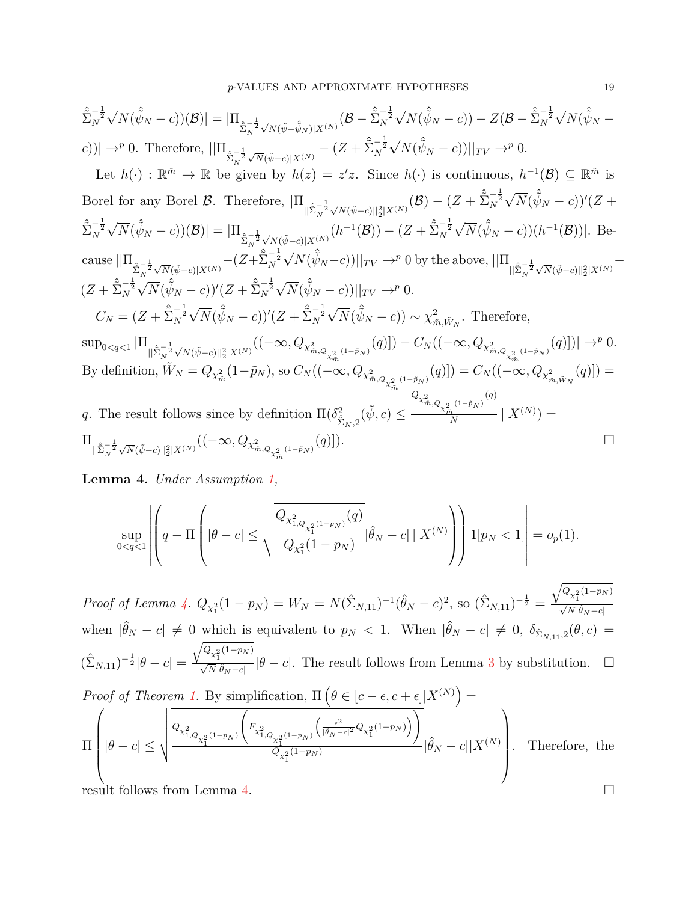$\hat{\hat{\Sigma}}_N^{-\frac{1}{2}}\sqrt{N}(\hat{\hat{\psi}}_N - c))(\mathcal{B})| = |\Pi_{\hat{\hat{\Sigma}}_N^{-\frac{1}{2}}\sqrt{N}(\tilde{\psi}-\hat{\hat{\psi}}_N)|X^{(N)}}(\mathcal{B} - \hat{\hat{\Sigma}}_N^{-\frac{1}{2}}\sqrt{N}(\hat{\hat{\psi}}_N - c)) - Z(\mathcal{B} - \hat{\hat{\Sigma}}_N^{-\frac{1}{2}}\sqrt{N}(\hat{\hat{\psi}}_N - c))| \to^p 0$. Therefore, $||\Pi_{\hat{\hat{\Sigma}}_N^{-\frac{1}{2}}\sqrt{N}(\tilde{\psi}-c)|X^{(N)}} - (Z + \hat{\hat{\Sigma}}_N^{-\frac{1}{2}}\sqrt{N}(\hat{\hat{\psi}}_N - c))||_{TV} \to^p 0$.

Let $h(\cdot) : \mathbb{R}^{\tilde{m}} \to \mathbb{R}$ be given by $h(z) = z'z$. Since $h(\cdot)$ is continuous, $h^{-1}(\mathcal{B}) \subseteq \mathbb{R}^{\tilde{m}}$ is Borel for any Borel $\mathcal{B}$. Therefore, $|\Pi_{||\hat{\hat{\Sigma}}_N^{-\frac{1}{2}}\sqrt{N}(\tilde{\psi}-c)||_2^2|X^{(N)}}(\mathcal{B}) - (Z + \hat{\hat{\Sigma}}_N^{-\frac{1}{2}}\sqrt{N}(\hat{\hat{\psi}}_N - c))'(Z + \hat{\hat{\Sigma}}_N^{-\frac{1}{2}}\sqrt{N}(\hat{\hat{\psi}}_N - c))(\mathcal{B})| = |\Pi_{\hat{\hat{\Sigma}}_N^{-\frac{1}{2}}\sqrt{N}(\tilde{\psi}-c)|X^{(N)}}(h^{-1}(\mathcal{B})) - (Z + \hat{\hat{\Sigma}}_N^{-\frac{1}{2}}\sqrt{N}(\hat{\hat{\psi}}_N - c))(h^{-1}(\mathcal{B}))|$. Because $||\Pi_{\hat{\hat{\Sigma}}_N^{-\frac{1}{2}}\sqrt{N}(\tilde{\psi}-c)|X^{(N)}} - (Z + \hat{\hat{\Sigma}}_N^{-\frac{1}{2}}\sqrt{N}(\hat{\hat{\psi}}_N - c))||_{TV} \to^p 0$ by the above, $||\Pi_{||\hat{\hat{\Sigma}}_N^{-\frac{1}{2}}\sqrt{N}(\tilde{\psi}-c)||_2^2|X^{(N)}} - (Z + \hat{\hat{\Sigma}}_N^{-\frac{1}{2}}\sqrt{N}(\hat{\hat{\psi}}_N - c))'(Z + \hat{\hat{\Sigma}}_N^{-\frac{1}{2}}\sqrt{N}(\hat{\hat{\psi}}_N - c))||_{TV} \to^p 0$.

$C_N = (Z + \hat{\hat{\Sigma}}_N^{-\frac{1}{2}}\sqrt{N}(\hat{\hat{\psi}}_N - c))'(Z + \hat{\hat{\Sigma}}_N^{-\frac{1}{2}}\sqrt{N}(\hat{\hat{\psi}}_N - c)) \sim \chi^2_{\tilde{m}, \tilde{W}_N}$. Therefore, $\sup_{0<q<1} |\Pi_{||\hat{\hat{\Sigma}}_N^{-\frac{1}{2}}\sqrt{N}(\tilde{\psi}-c)||_2^2|X^{(N)}}((-\infty, Q_{\chi^2_{\tilde{m}, Q_{\chi^2_{\tilde{m}}}(1-\tilde{p}_N)}}(q)]) - C_N((-\infty, Q_{\chi^2_{\tilde{m}, Q_{\chi^2_{\tilde{m}}}(1-\tilde{p}_N)}}(q)])| \to^p 0$. By definition, $\tilde{W}_N = Q_{\chi^2_{\tilde{m}}}(1-\tilde{p}_N)$, so $C_N((-\infty, Q_{\chi^2_{\tilde{m}, Q_{\chi^2_{\tilde{m}}}(1-\tilde{p}_N)}}(q)]) = C_N((-\infty, Q_{\chi^2_{\tilde{m}, \tilde{W}_N}}(q)]) = q$. The result follows since by definition $\Pi(\delta^2_{\hat{\hat{\Sigma}}_N, 2}(\tilde{\psi}, c) \leq \frac{Q_{\chi^2_{\tilde{m}, Q_{\chi^2_{\tilde{m}}}(1-\tilde{p}_N)}}(q)}{N} \mid X^{(N)}) = \Pi_{||\hat{\hat{\Sigma}}_N^{-\frac{1}{2}}\sqrt{N}(\tilde{\psi}-c)||_2^2|X^{(N)}}((-\infty, Q_{\chi^2_{\tilde{m}, Q_{\chi^2_{\tilde{m}}}(1-\tilde{p}_N)}}(q)])$. □

**Lemma 4.** *Under Assumption 1,*

$$\sup_{0<q<1}\left|\left(q - \Pi\left(|\theta - c| \leq \sqrt{\frac{Q_{\chi^2_{1, Q_{\chi^2_1}(1-p_N)}}(q)}{Q_{\chi^2_1}(1-p_N)}}|\hat{\theta}_N - c| \mid X^{(N)}\right)\right)1[p_N < 1]\right| = o_p(1).$$

*Proof of Lemma 4.* $Q_{\chi^2_1}(1-p_N) = W_N = N(\hat{\Sigma}_{N,11})^{-1}(\hat{\theta}_N - c)^2$, so $(\hat{\Sigma}_{N,11})^{-\frac{1}{2}} = \frac{\sqrt{Q_{\chi^2_1}(1-p_N)}}{\sqrt{N}|\hat{\theta}_N - c|}$ when $|\hat{\theta}_N - c| \neq 0$ which is equivalent to $p_N < 1$. When $|\hat{\theta}_N - c| \neq 0$, $\delta_{\hat{\Sigma}_{N,11}, 2}(\theta, c) = (\hat{\Sigma}_{N,11})^{-\frac{1}{2}}|\theta - c| = \frac{\sqrt{Q_{\chi^2_1}(1-p_N)}}{\sqrt{N}|\hat{\theta}_N - c|}|\theta - c|$. The result follows from Lemma 3 by substitution. □

*Proof of Theorem 1.* By simplification, $\Pi\left(\theta \in [c-\epsilon, c+\epsilon]|X^{(N)}\right) = \Pi\left(|\theta - c| \leq \sqrt{\frac{Q_{\chi^2_{1, Q_{\chi^2_1}(1-p_N)}}\left(F_{\chi^2_{1, Q_{\chi^2_1}(1-p_N)}}\left(\frac{\epsilon^2}{|\hat{\theta}_N - c|^2}Q_{\chi^2_1}(1-p_N)\right)\right)}{Q_{\chi^2_1}(1-p_N)}}|\hat{\theta}_N - c||X^{(N)}\right)$. Therefore, the result follows from Lemma 4. □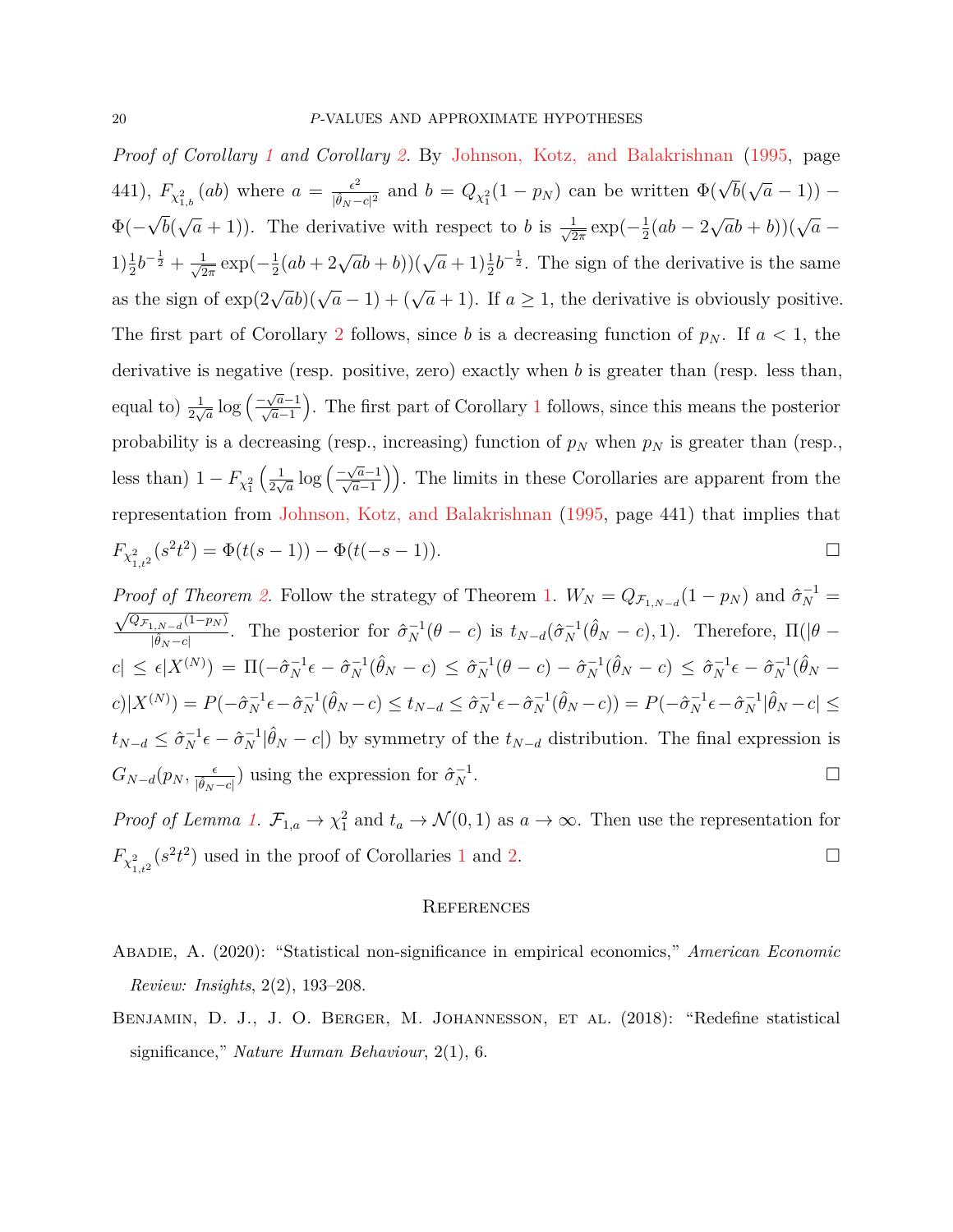*Proof of Corollary 1 and Corollary 2.* By Johnson, Kotz, and Balakrishnan (1995, page 441), $F_{\chi^2_{1,b}}(ab)$ where $a = \frac{\epsilon^2}{|\hat{\theta}_N - c|^2}$ and $b = Q_{\chi^2_1}(1 - p_N)$ can be written $\Phi(\sqrt{b}(\sqrt{a} - 1)) - \Phi(-\sqrt{b}(\sqrt{a} + 1))$. The derivative with respect to $b$ is $\frac{1}{\sqrt{2\pi}} \exp(-\frac{1}{2}(ab - 2\sqrt{a}b + b))(\sqrt{a} - 1)\frac{1}{2}b^{-\frac{1}{2}} + \frac{1}{\sqrt{2\pi}} \exp(-\frac{1}{2}(ab + 2\sqrt{a}b + b))(\sqrt{a} + 1)\frac{1}{2}b^{-\frac{1}{2}}$. The sign of the derivative is the same as the sign of $\exp(2\sqrt{a}b)(\sqrt{a} - 1) + (\sqrt{a} + 1)$. If $a \geq 1$, the derivative is obviously positive. The first part of Corollary 2 follows, since $b$ is a decreasing function of $p_N$. If $a < 1$, the derivative is negative (resp. positive, zero) exactly when $b$ is greater than (resp. less than, equal to) $\frac{1}{2\sqrt{a}} \log\left(\frac{-\sqrt{a}-1}{\sqrt{a}-1}\right)$. The first part of Corollary 1 follows, since this means the posterior probability is a decreasing (resp., increasing) function of $p_N$ when $p_N$ is greater than (resp., less than) $1 - F_{\chi^2_1}\left(\frac{1}{2\sqrt{a}} \log\left(\frac{-\sqrt{a}-1}{\sqrt{a}-1}\right)\right)$. The limits in these Corollaries are apparent from the representation from Johnson, Kotz, and Balakrishnan (1995, page 441) that implies that $F_{\chi^2_{1,t^2}}(s^2t^2) = \Phi(t(s-1)) - \Phi(t(-s-1))$. □

*Proof of Theorem 2.* Follow the strategy of Theorem 1. $W_N = Q_{\mathcal{F}_{1,N-d}}(1 - p_N)$ and $\hat{\sigma}_N^{-1} = \frac{\sqrt{Q_{\mathcal{F}_{1,N-d}}(1-p_N)}}{|\hat{\theta}_N - c|}$. The posterior for $\hat{\sigma}_N^{-1}(\theta - c)$ is $t_{N-d}(\hat{\sigma}_N^{-1}(\hat{\theta}_N - c), 1)$. Therefore, $\Pi(|\theta - c| \leq \epsilon | X^{(N)}) = \Pi(-\hat{\sigma}_N^{-1}\epsilon - \hat{\sigma}_N^{-1}(\hat{\theta}_N - c) \leq \hat{\sigma}_N^{-1}(\theta - c) - \hat{\sigma}_N^{-1}(\hat{\theta}_N - c) \leq \hat{\sigma}_N^{-1}\epsilon - \hat{\sigma}_N^{-1}(\hat{\theta}_N - c) | X^{(N)}) = P(-\hat{\sigma}_N^{-1}\epsilon - \hat{\sigma}_N^{-1}(\hat{\theta}_N - c) \leq t_{N-d} \leq \hat{\sigma}_N^{-1}\epsilon - \hat{\sigma}_N^{-1}(\hat{\theta}_N - c)) = P(-\hat{\sigma}_N^{-1}\epsilon - \hat{\sigma}_N^{-1}|\hat{\theta}_N - c| \leq t_{N-d} \leq \hat{\sigma}_N^{-1}\epsilon - \hat{\sigma}_N^{-1}|\hat{\theta}_N - c|)$ by symmetry of the $t_{N-d}$ distribution. The final expression is $G_{N-d}(p_N, \frac{\epsilon}{|\hat{\theta}_N - c|})$ using the expression for $\hat{\sigma}_N^{-1}$. □

*Proof of Lemma 1.* $\mathcal{F}_{1,a} \to \chi^2_1$ and $t_a \to \mathcal{N}(0, 1)$ as $a \to \infty$. Then use the representation for $F_{\chi^2_{1,t^2}}(s^2t^2)$ used in the proof of Corollaries 1 and 2. □

## References

Abadie, A. (2020): "Statistical non-significance in empirical economics," *American Economic Review: Insights*, 2(2), 193–208.

Benjamin, D. J., J. O. Berger, M. Johannesson, et al. (2018): "Redefine statistical significance," *Nature Human Behaviour*, 2(1), 6.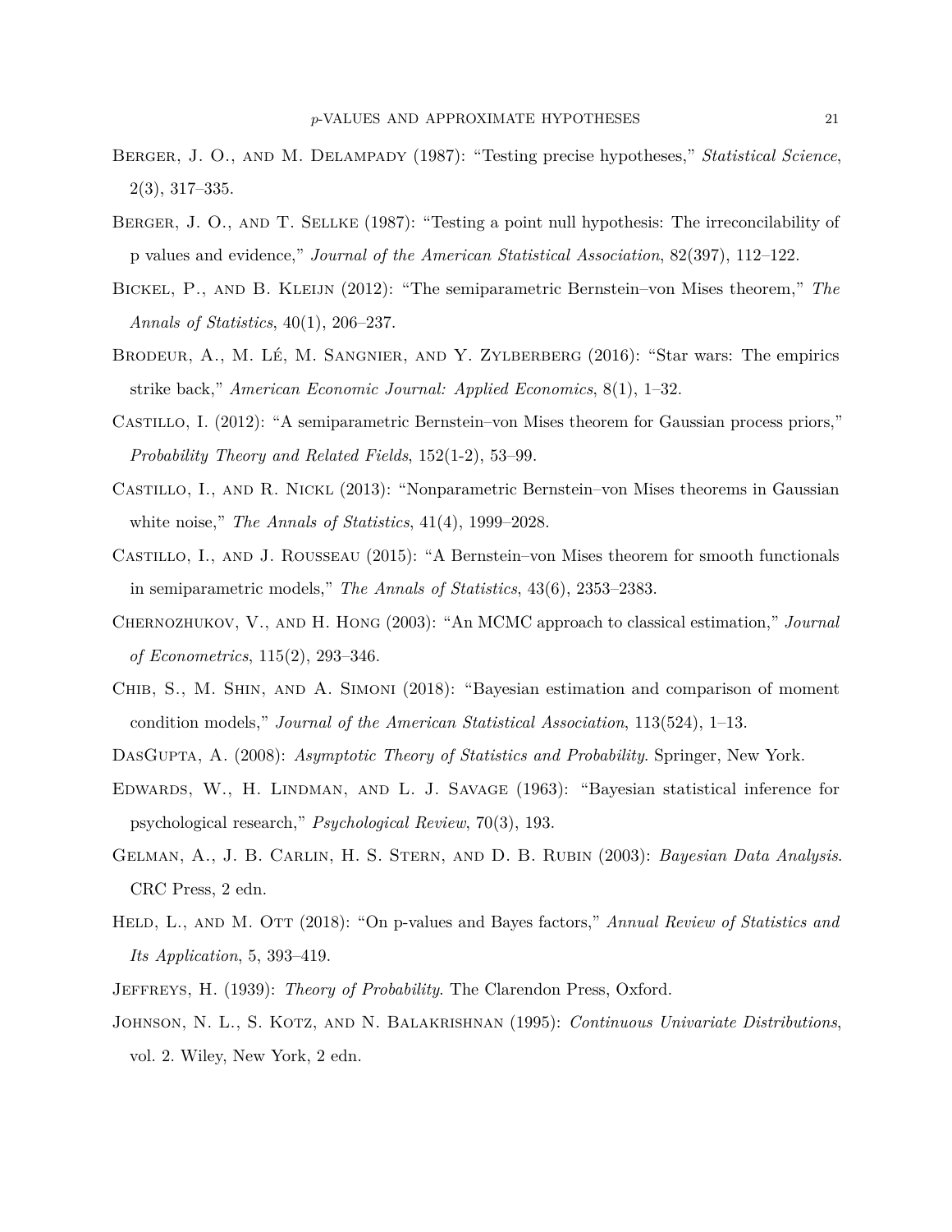Berger, J. O., and M. Delampady (1987): "Testing precise hypotheses," *Statistical Science*, 2(3), 317–335.

Berger, J. O., and T. Sellke (1987): "Testing a point null hypothesis: The irreconcilability of p values and evidence," *Journal of the American Statistical Association*, 82(397), 112–122.

Bickel, P., and B. Kleijn (2012): "The semiparametric Bernstein–von Mises theorem," *The Annals of Statistics*, 40(1), 206–237.

Brodeur, A., M. Lé, M. Sangnier, and Y. Zylberberg (2016): "Star wars: The empirics strike back," *American Economic Journal: Applied Economics*, 8(1), 1–32.

Castillo, I. (2012): "A semiparametric Bernstein–von Mises theorem for Gaussian process priors," *Probability Theory and Related Fields*, 152(1-2), 53–99.

Castillo, I., and R. Nickl (2013): "Nonparametric Bernstein–von Mises theorems in Gaussian white noise," *The Annals of Statistics*, 41(4), 1999–2028.

Castillo, I., and J. Rousseau (2015): "A Bernstein–von Mises theorem for smooth functionals in semiparametric models," *The Annals of Statistics*, 43(6), 2353–2383.

Chernozhukov, V., and H. Hong (2003): "An MCMC approach to classical estimation," *Journal of Econometrics*, 115(2), 293–346.

Chib, S., M. Shin, and A. Simoni (2018): "Bayesian estimation and comparison of moment condition models," *Journal of the American Statistical Association*, 113(524), 1–13.

DasGupta, A. (2008): *Asymptotic Theory of Statistics and Probability*. Springer, New York.

Edwards, W., H. Lindman, and L. J. Savage (1963): "Bayesian statistical inference for psychological research," *Psychological Review*, 70(3), 193.

Gelman, A., J. B. Carlin, H. S. Stern, and D. B. Rubin (2003): *Bayesian Data Analysis*. CRC Press, 2 edn.

Held, L., and M. Ott (2018): "On p-values and Bayes factors," *Annual Review of Statistics and Its Application*, 5, 393–419.

Jeffreys, H. (1939): *Theory of Probability*. The Clarendon Press, Oxford.

Johnson, N. L., S. Kotz, and N. Balakrishnan (1995): *Continuous Univariate Distributions*, vol. 2. Wiley, New York, 2 edn.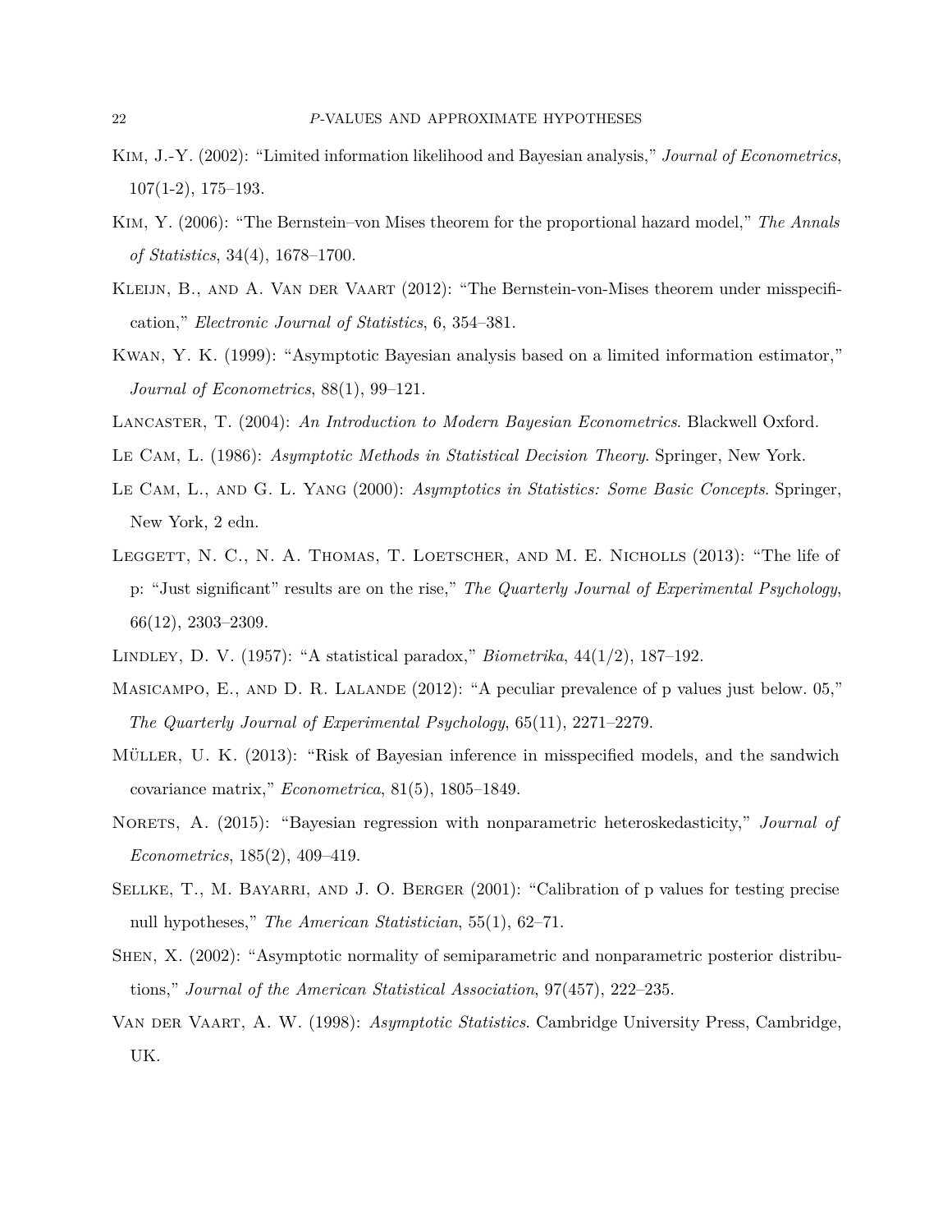Kim, J.-Y. (2002): "Limited information likelihood and Bayesian analysis," *Journal of Econometrics*, 107(1-2), 175–193.

Kim, Y. (2006): "The Bernstein–von Mises theorem for the proportional hazard model," *The Annals of Statistics*, 34(4), 1678–1700.

Kleijn, B., and A. Van der Vaart (2012): "The Bernstein-von-Mises theorem under misspecification," *Electronic Journal of Statistics*, 6, 354–381.

Kwan, Y. K. (1999): "Asymptotic Bayesian analysis based on a limited information estimator," *Journal of Econometrics*, 88(1), 99–121.

Lancaster, T. (2004): *An Introduction to Modern Bayesian Econometrics*. Blackwell Oxford.

Le Cam, L. (1986): *Asymptotic Methods in Statistical Decision Theory*. Springer, New York.

Le Cam, L., and G. L. Yang (2000): *Asymptotics in Statistics: Some Basic Concepts*. Springer, New York, 2 edn.

Leggett, N. C., N. A. Thomas, T. Loetscher, and M. E. Nicholls (2013): "The life of p: "Just significant" results are on the rise," *The Quarterly Journal of Experimental Psychology*, 66(12), 2303–2309.

Lindley, D. V. (1957): "A statistical paradox," *Biometrika*, 44(1/2), 187–192.

Masicampo, E., and D. R. Lalande (2012): "A peculiar prevalence of p values just below. 05," *The Quarterly Journal of Experimental Psychology*, 65(11), 2271–2279.

Müller, U. K. (2013): "Risk of Bayesian inference in misspecified models, and the sandwich covariance matrix," *Econometrica*, 81(5), 1805–1849.

Norets, A. (2015): "Bayesian regression with nonparametric heteroskedasticity," *Journal of Econometrics*, 185(2), 409–419.

Sellke, T., M. Bayarri, and J. O. Berger (2001): "Calibration of p values for testing precise null hypotheses," *The American Statistician*, 55(1), 62–71.

Shen, X. (2002): "Asymptotic normality of semiparametric and nonparametric posterior distributions," *Journal of the American Statistical Association*, 97(457), 222–235.

Van der Vaart, A. W. (1998): *Asymptotic Statistics*. Cambridge University Press, Cambridge, UK.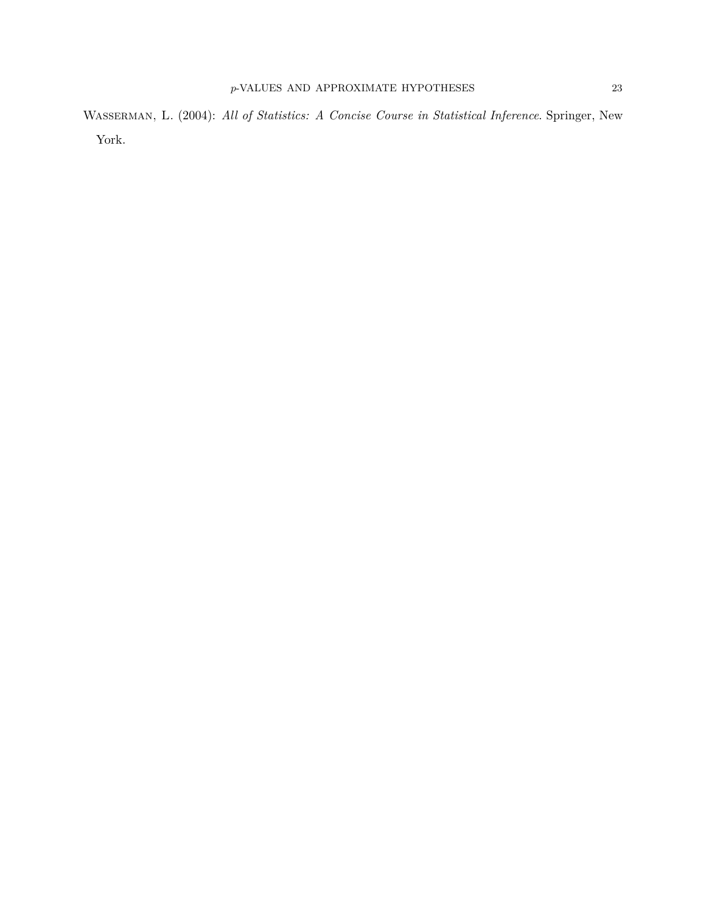Wasserman, L. (2004): *All of Statistics: A Concise Course in Statistical Inference*. Springer, New York.